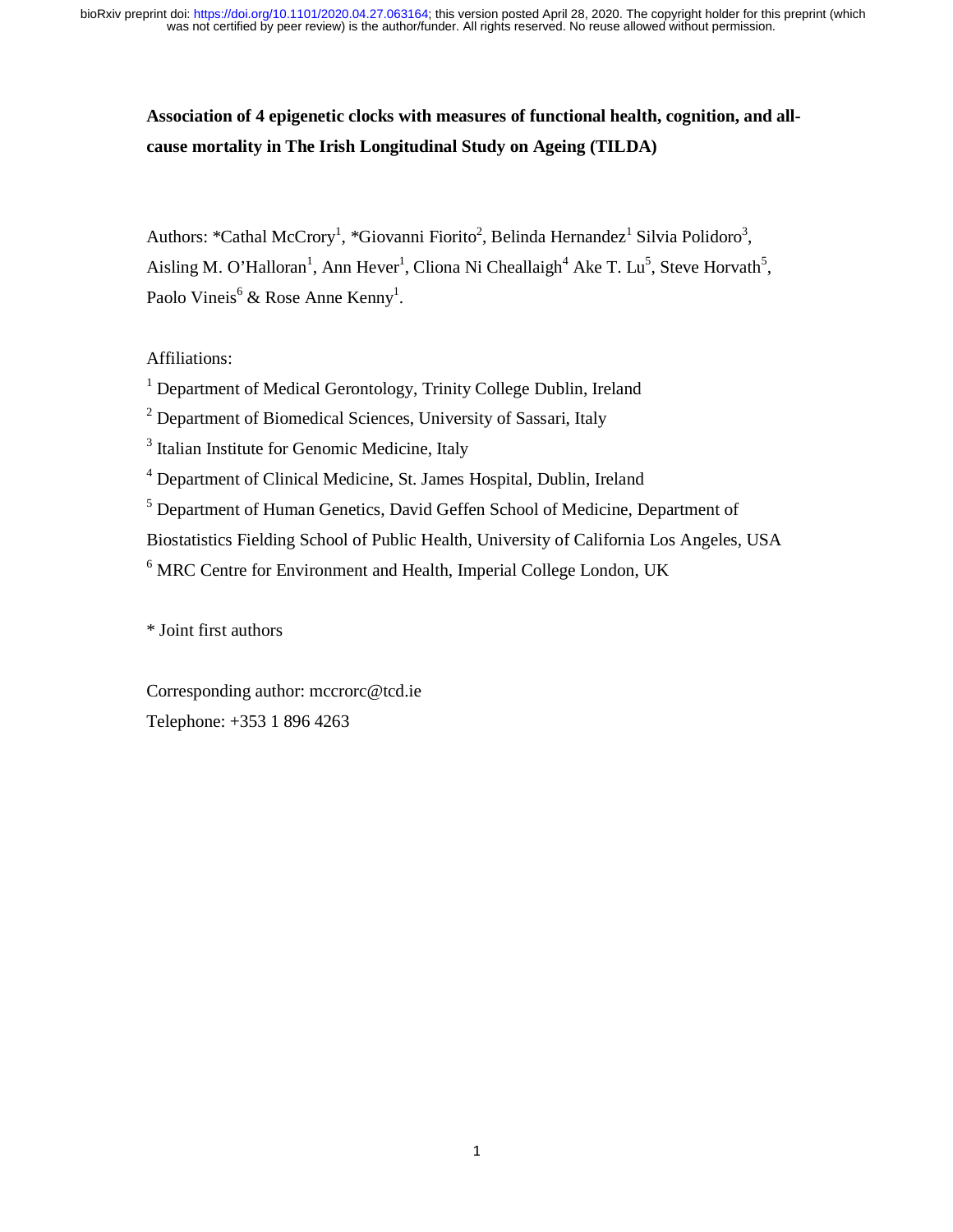**Association of 4 epigenetic clocks with measures of functional health, cognition, and all-cause mortality in The Irish Longitudinal Study on Ageing (TILDA)**

Authors: *Cathal McCrory[1], *Giovanni Fiorito[2], Belinda Hernandez[1] Silvia Polidoro[3], Aisling M. O'Halloran[1], Ann Hever[1], Cliona Ni Cheallaigh[4] Ake T. Lu[5], Steve Horvath[5], Paolo Vineis[6] & Rose Anne Kenny[1].

Affiliations:

[1] Department of Medical Gerontology, Trinity College Dublin, Ireland

[2] Department of Biomedical Sciences, University of Sassari, Italy

[3] Italian Institute for Genomic Medicine, Italy

[4] Department of Clinical Medicine, St. James Hospital, Dublin, Ireland

[5] Department of Human Genetics, David Geffen School of Medicine, Department of Biostatistics Fielding School of Public Health, University of California Los Angeles, USA

[6] MRC Centre for Environment and Health, Imperial College London, UK

* Joint first authors

Corresponding author: mccrorc@tcd.ie

Telephone: +353 1 896 4263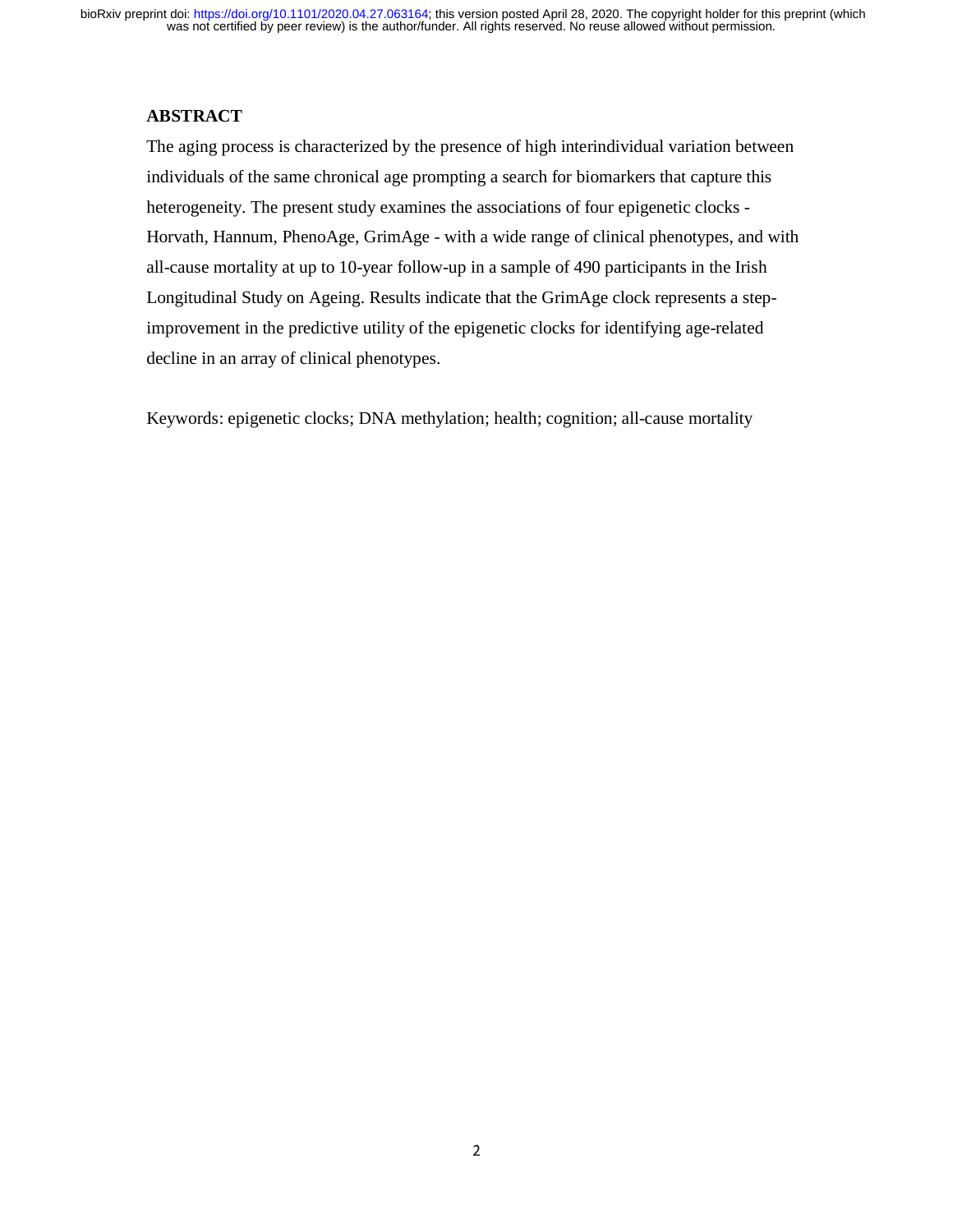## ABSTRACT

The aging process is characterized by the presence of high interindividual variation between individuals of the same chronical age prompting a search for biomarkers that capture this heterogeneity. The present study examines the associations of four epigenetic clocks - Horvath, Hannum, PhenoAge, GrimAge - with a wide range of clinical phenotypes, and with all-cause mortality at up to 10-year follow-up in a sample of 490 participants in the Irish Longitudinal Study on Ageing. Results indicate that the GrimAge clock represents a step-improvement in the predictive utility of the epigenetic clocks for identifying age-related decline in an array of clinical phenotypes.

Keywords: epigenetic clocks; DNA methylation; health; cognition; all-cause mortality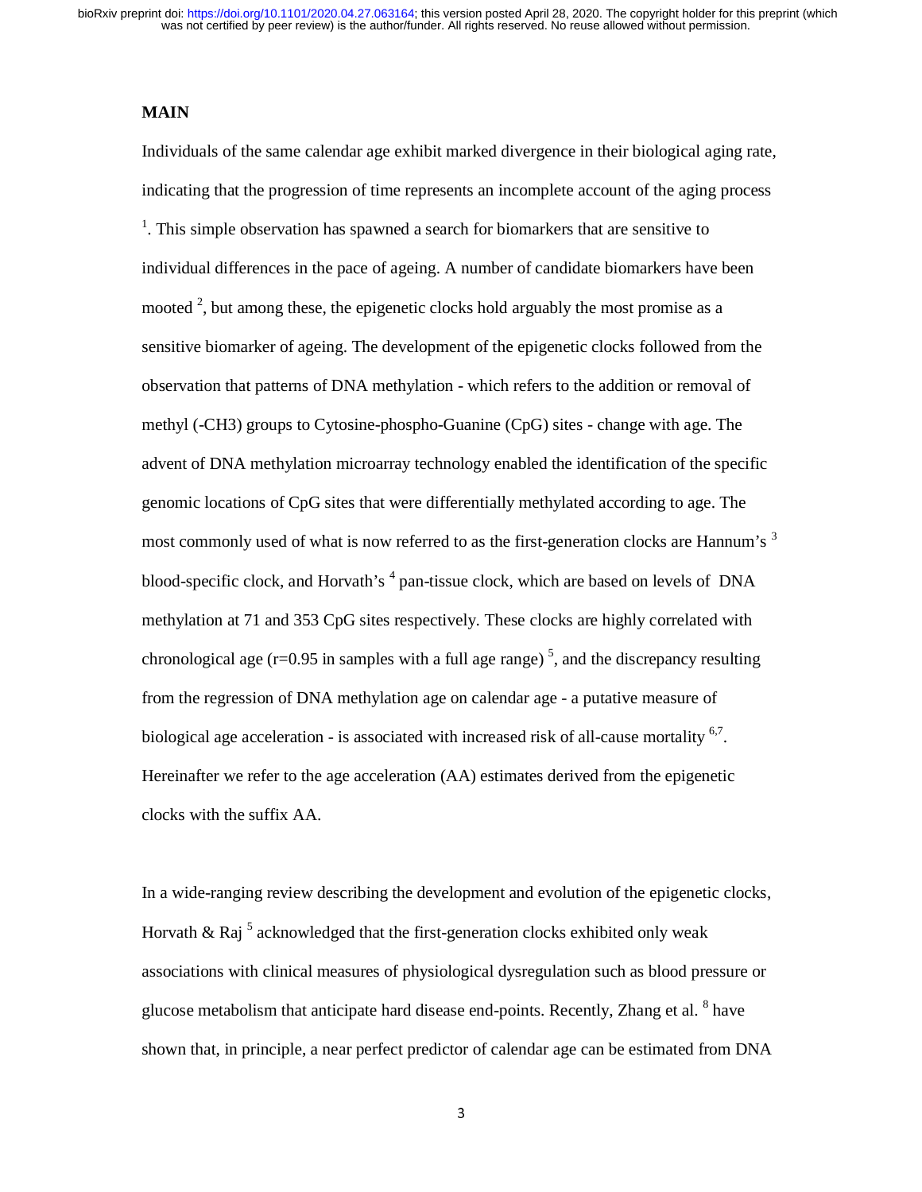**MAIN**

Individuals of the same calendar age exhibit marked divergence in their biological aging rate, indicating that the progression of time represents an incomplete account of the aging process [1]. This simple observation has spawned a search for biomarkers that are sensitive to individual differences in the pace of ageing. A number of candidate biomarkers have been mooted [2], but among these, the epigenetic clocks hold arguably the most promise as a sensitive biomarker of ageing. The development of the epigenetic clocks followed from the observation that patterns of DNA methylation - which refers to the addition or removal of methyl (-CH3) groups to Cytosine-phospho-Guanine (CpG) sites - change with age. The advent of DNA methylation microarray technology enabled the identification of the specific genomic locations of CpG sites that were differentially methylated according to age. The most commonly used of what is now referred to as the first-generation clocks are Hannum's [3] blood-specific clock, and Horvath's [4] pan-tissue clock, which are based on levels of DNA methylation at 71 and 353 CpG sites respectively. These clocks are highly correlated with chronological age (r=0.95 in samples with a full age range) [5], and the discrepancy resulting from the regression of DNA methylation age on calendar age - a putative measure of biological age acceleration - is associated with increased risk of all-cause mortality [6,7]. Hereinafter we refer to the age acceleration (AA) estimates derived from the epigenetic clocks with the suffix AA.

In a wide-ranging review describing the development and evolution of the epigenetic clocks, Horvath & Raj [5] acknowledged that the first-generation clocks exhibited only weak associations with clinical measures of physiological dysregulation such as blood pressure or glucose metabolism that anticipate hard disease end-points. Recently, Zhang et al. [8] have shown that, in principle, a near perfect predictor of calendar age can be estimated from DNA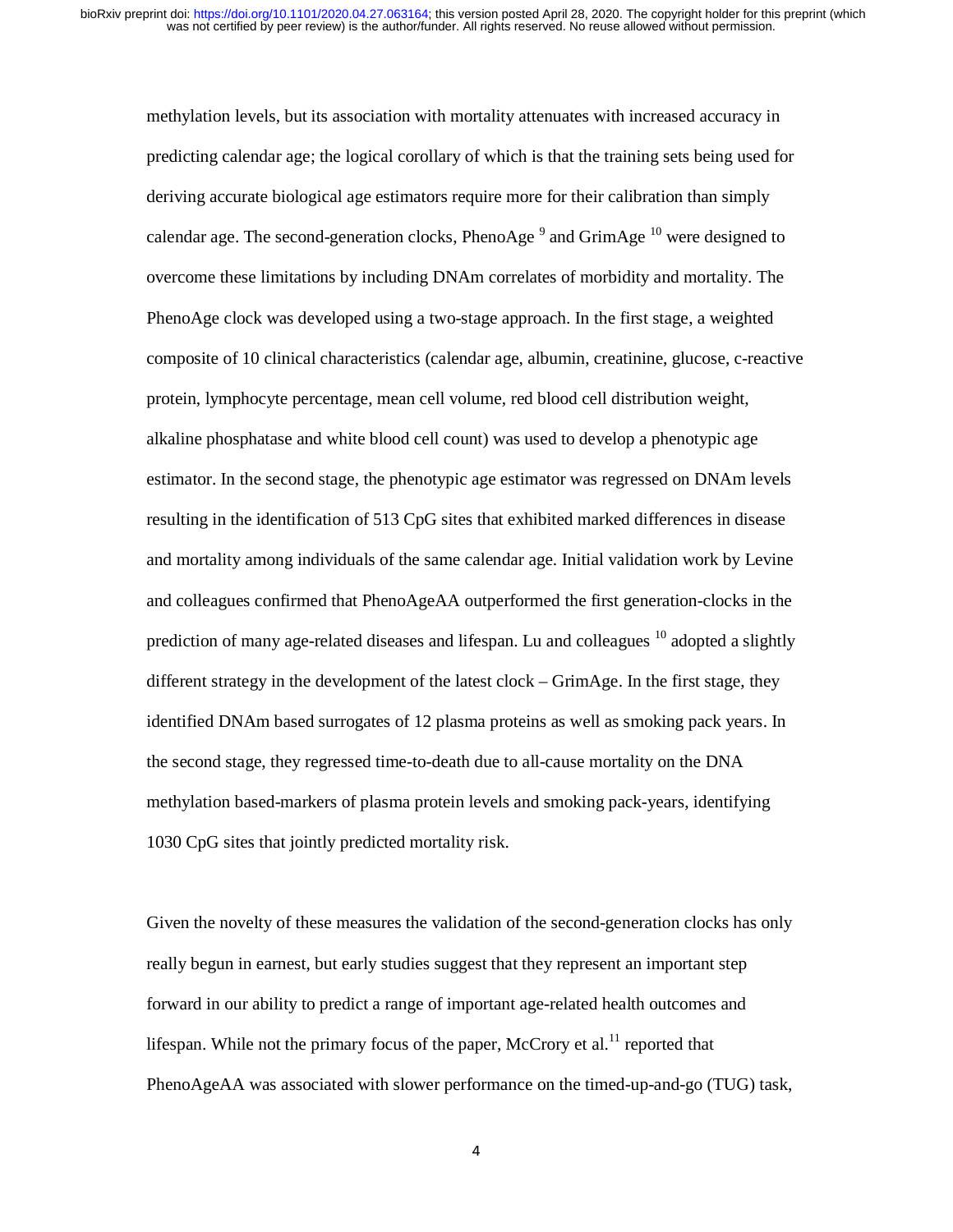methylation levels, but its association with mortality attenuates with increased accuracy in predicting calendar age; the logical corollary of which is that the training sets being used for deriving accurate biological age estimators require more for their calibration than simply calendar age. The second-generation clocks, PhenoAge [9] and GrimAge [10] were designed to overcome these limitations by including DNAm correlates of morbidity and mortality. The PhenoAge clock was developed using a two-stage approach. In the first stage, a weighted composite of 10 clinical characteristics (calendar age, albumin, creatinine, glucose, c-reactive protein, lymphocyte percentage, mean cell volume, red blood cell distribution weight, alkaline phosphatase and white blood cell count) was used to develop a phenotypic age estimator. In the second stage, the phenotypic age estimator was regressed on DNAm levels resulting in the identification of 513 CpG sites that exhibited marked differences in disease and mortality among individuals of the same calendar age. Initial validation work by Levine and colleagues confirmed that PhenoAgeAA outperformed the first generation-clocks in the prediction of many age-related diseases and lifespan. Lu and colleagues [10] adopted a slightly different strategy in the development of the latest clock – GrimAge. In the first stage, they identified DNAm based surrogates of 12 plasma proteins as well as smoking pack years. In the second stage, they regressed time-to-death due to all-cause mortality on the DNA methylation based-markers of plasma protein levels and smoking pack-years, identifying 1030 CpG sites that jointly predicted mortality risk.

Given the novelty of these measures the validation of the second-generation clocks has only really begun in earnest, but early studies suggest that they represent an important step forward in our ability to predict a range of important age-related health outcomes and lifespan. While not the primary focus of the paper, McCrory et al.[11] reported that PhenoAgeAA was associated with slower performance on the timed-up-and-go (TUG) task,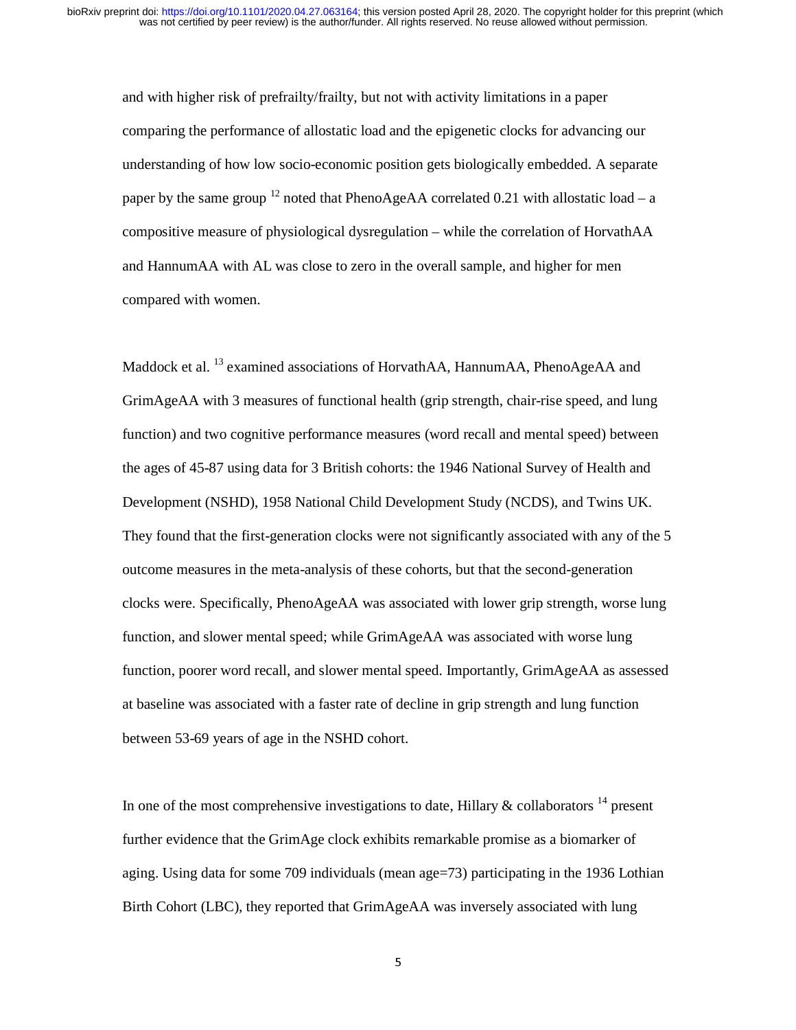and with higher risk of prefrailty/frailty, but not with activity limitations in a paper comparing the performance of allostatic load and the epigenetic clocks for advancing our understanding of how low socio-economic position gets biologically embedded. A separate paper by the same group [12] noted that PhenoAgeAA correlated 0.21 with allostatic load – a compositive measure of physiological dysregulation – while the correlation of HorvathAA and HannumAA with AL was close to zero in the overall sample, and higher for men compared with women.

Maddock et al. [13] examined associations of HorvathAA, HannumAA, PhenoAgeAA and GrimAgeAA with 3 measures of functional health (grip strength, chair-rise speed, and lung function) and two cognitive performance measures (word recall and mental speed) between the ages of 45-87 using data for 3 British cohorts: the 1946 National Survey of Health and Development (NSHD), 1958 National Child Development Study (NCDS), and Twins UK. They found that the first-generation clocks were not significantly associated with any of the 5 outcome measures in the meta-analysis of these cohorts, but that the second-generation clocks were. Specifically, PhenoAgeAA was associated with lower grip strength, worse lung function, and slower mental speed; while GrimAgeAA was associated with worse lung function, poorer word recall, and slower mental speed. Importantly, GrimAgeAA as assessed at baseline was associated with a faster rate of decline in grip strength and lung function between 53-69 years of age in the NSHD cohort.

In one of the most comprehensive investigations to date, Hillary & collaborators [14] present further evidence that the GrimAge clock exhibits remarkable promise as a biomarker of aging. Using data for some 709 individuals (mean age=73) participating in the 1936 Lothian Birth Cohort (LBC), they reported that GrimAgeAA was inversely associated with lung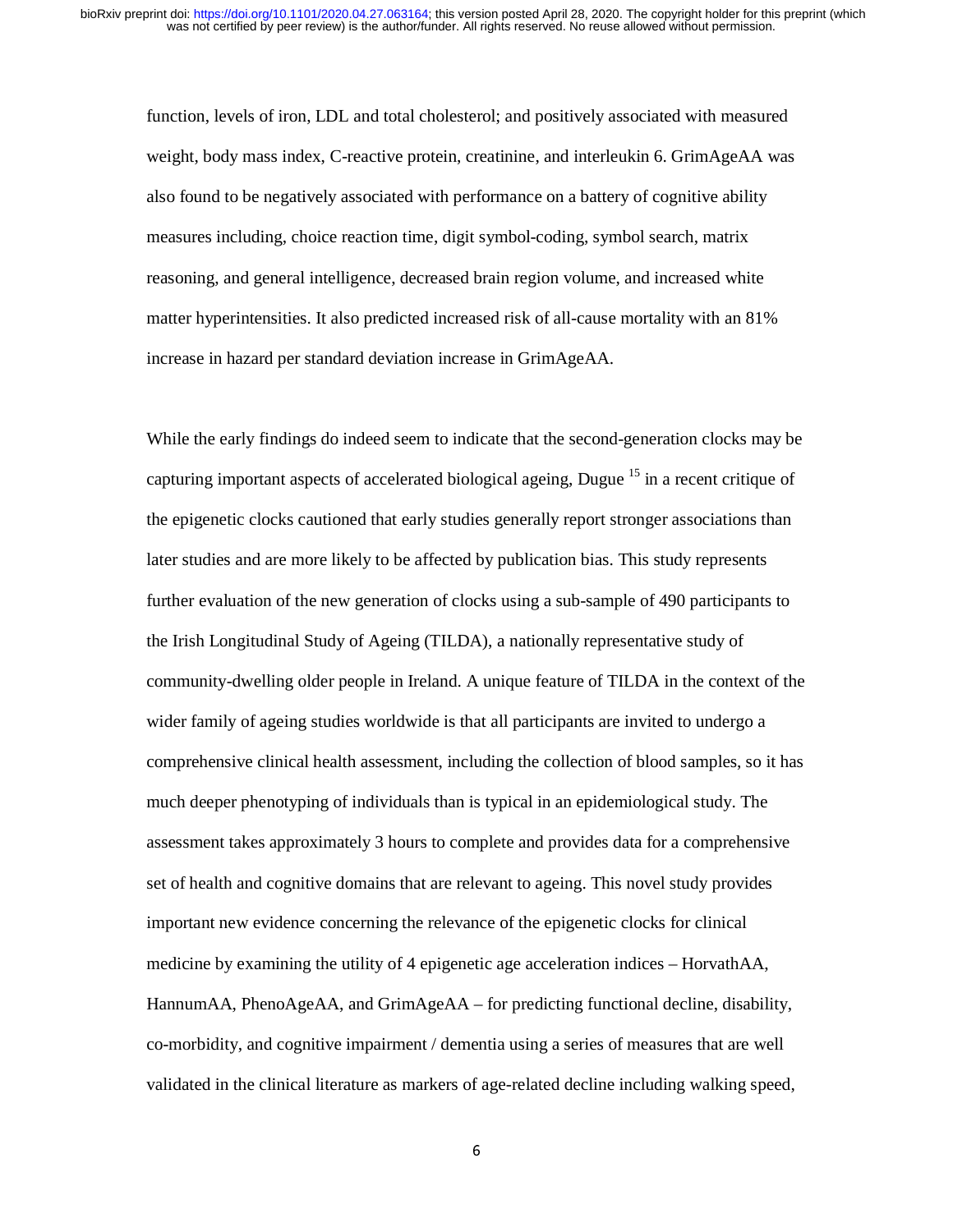function, levels of iron, LDL and total cholesterol; and positively associated with measured weight, body mass index, C-reactive protein, creatinine, and interleukin 6. GrimAgeAA was also found to be negatively associated with performance on a battery of cognitive ability measures including, choice reaction time, digit symbol-coding, symbol search, matrix reasoning, and general intelligence, decreased brain region volume, and increased white matter hyperintensities. It also predicted increased risk of all-cause mortality with an 81% increase in hazard per standard deviation increase in GrimAgeAA.

While the early findings do indeed seem to indicate that the second-generation clocks may be capturing important aspects of accelerated biological ageing, Dugue [15] in a recent critique of the epigenetic clocks cautioned that early studies generally report stronger associations than later studies and are more likely to be affected by publication bias. This study represents further evaluation of the new generation of clocks using a sub-sample of 490 participants to the Irish Longitudinal Study of Ageing (TILDA), a nationally representative study of community-dwelling older people in Ireland. A unique feature of TILDA in the context of the wider family of ageing studies worldwide is that all participants are invited to undergo a comprehensive clinical health assessment, including the collection of blood samples, so it has much deeper phenotyping of individuals than is typical in an epidemiological study. The assessment takes approximately 3 hours to complete and provides data for a comprehensive set of health and cognitive domains that are relevant to ageing. This novel study provides important new evidence concerning the relevance of the epigenetic clocks for clinical medicine by examining the utility of 4 epigenetic age acceleration indices – HorvathAA, HannumAA, PhenoAgeAA, and GrimAgeAA – for predicting functional decline, disability, co-morbidity, and cognitive impairment / dementia using a series of measures that are well validated in the clinical literature as markers of age-related decline including walking speed,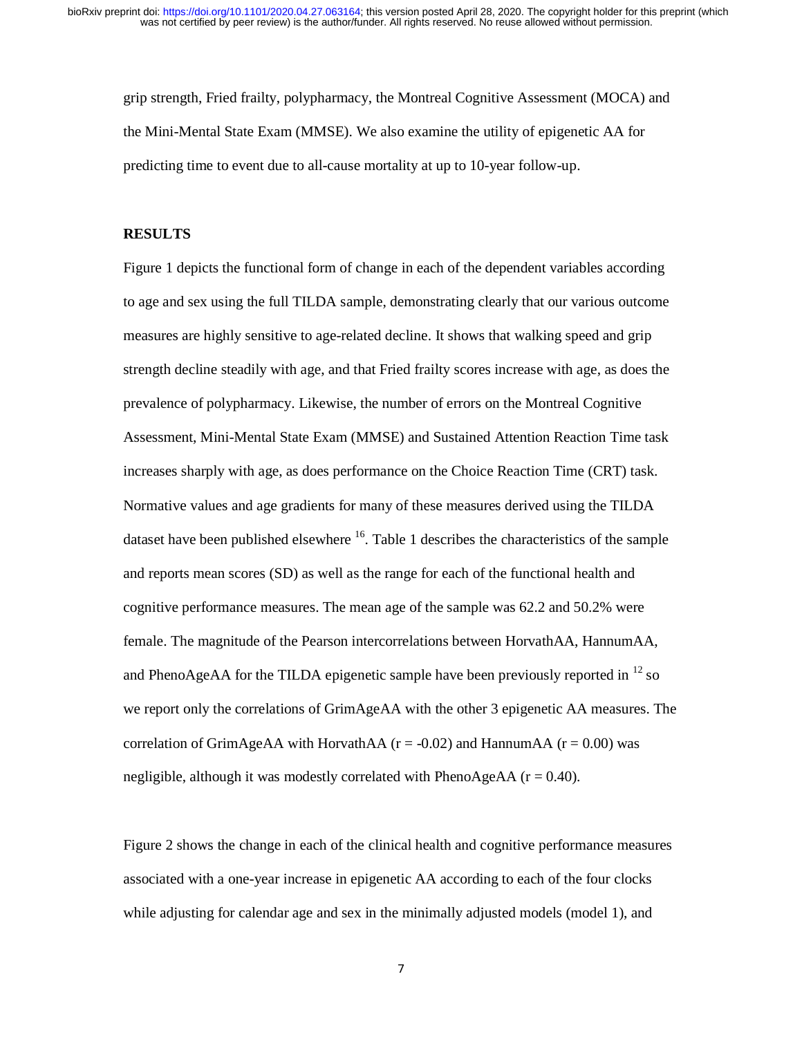grip strength, Fried frailty, polypharmacy, the Montreal Cognitive Assessment (MOCA) and the Mini-Mental State Exam (MMSE). We also examine the utility of epigenetic AA for predicting time to event due to all-cause mortality at up to 10-year follow-up.

## RESULTS

Figure 1 depicts the functional form of change in each of the dependent variables according to age and sex using the full TILDA sample, demonstrating clearly that our various outcome measures are highly sensitive to age-related decline. It shows that walking speed and grip strength decline steadily with age, and that Fried frailty scores increase with age, as does the prevalence of polypharmacy. Likewise, the number of errors on the Montreal Cognitive Assessment, Mini-Mental State Exam (MMSE) and Sustained Attention Reaction Time task increases sharply with age, as does performance on the Choice Reaction Time (CRT) task. Normative values and age gradients for many of these measures derived using the TILDA dataset have been published elsewhere [16]. Table 1 describes the characteristics of the sample and reports mean scores (SD) as well as the range for each of the functional health and cognitive performance measures. The mean age of the sample was 62.2 and 50.2% were female. The magnitude of the Pearson intercorrelations between HorvathAA, HannumAA, and PhenoAgeAA for the TILDA epigenetic sample have been previously reported in [12] so we report only the correlations of GrimAgeAA with the other 3 epigenetic AA measures. The correlation of GrimAgeAA with HorvathAA ($r = -0.02$) and HannumAA ($r = 0.00$) was negligible, although it was modestly correlated with PhenoAgeAA ($r = 0.40$).

Figure 2 shows the change in each of the clinical health and cognitive performance measures associated with a one-year increase in epigenetic AA according to each of the four clocks while adjusting for calendar age and sex in the minimally adjusted models (model 1), and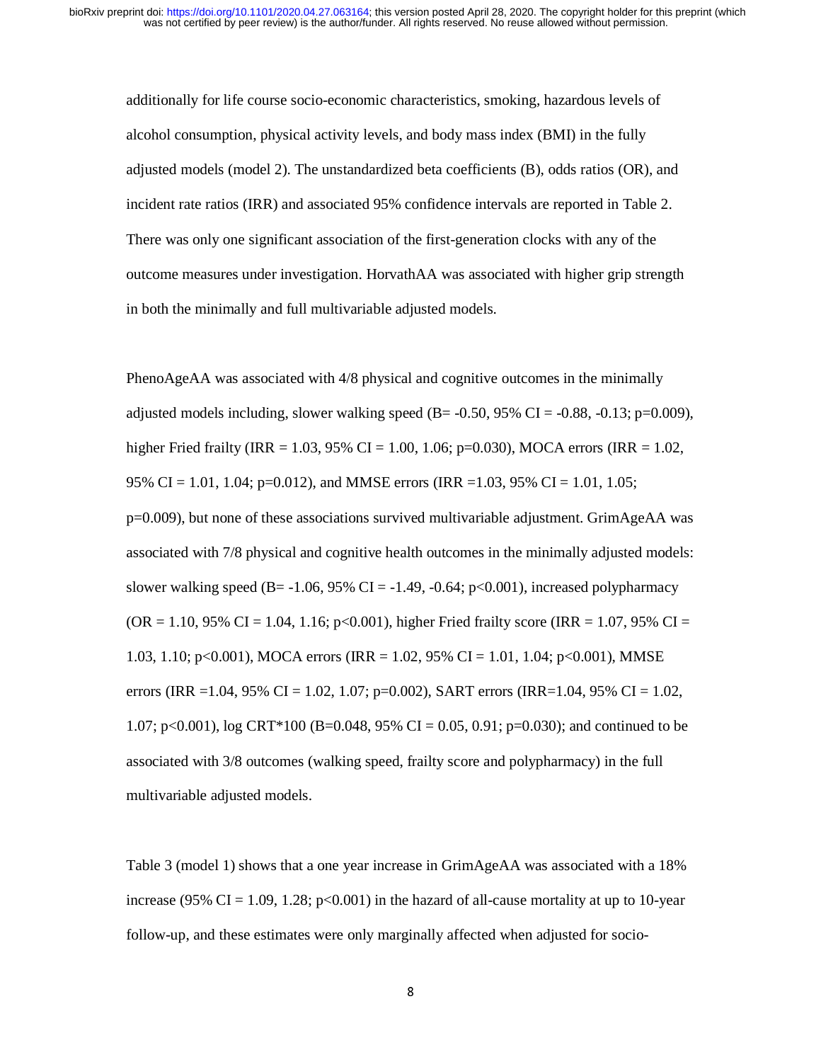additionally for life course socio-economic characteristics, smoking, hazardous levels of alcohol consumption, physical activity levels, and body mass index (BMI) in the fully adjusted models (model 2). The unstandardized beta coefficients (B), odds ratios (OR), and incident rate ratios (IRR) and associated 95% confidence intervals are reported in Table 2. There was only one significant association of the first-generation clocks with any of the outcome measures under investigation. HorvathAA was associated with higher grip strength in both the minimally and full multivariable adjusted models.

PhenoAgeAA was associated with 4/8 physical and cognitive outcomes in the minimally adjusted models including, slower walking speed (B= -0.50, 95% CI = -0.88, -0.13; p=0.009), higher Fried frailty (IRR = 1.03, 95% CI = 1.00, 1.06; p=0.030), MOCA errors (IRR = 1.02, 95% CI = 1.01, 1.04; p=0.012), and MMSE errors (IRR =1.03, 95% CI = 1.01, 1.05; p=0.009), but none of these associations survived multivariable adjustment. GrimAgeAA was associated with 7/8 physical and cognitive health outcomes in the minimally adjusted models: slower walking speed (B= -1.06, 95% CI = -1.49, -0.64; p<0.001), increased polypharmacy (OR = 1.10, 95% CI = 1.04, 1.16; p<0.001), higher Fried frailty score (IRR = 1.07, 95% CI = 1.03, 1.10; p<0.001), MOCA errors (IRR = 1.02, 95% CI = 1.01, 1.04; p<0.001), MMSE errors (IRR =1.04, 95% CI = 1.02, 1.07; p=0.002), SART errors (IRR=1.04, 95% CI = 1.02, 1.07; p<0.001), log CRT*100 (B=0.048, 95% CI = 0.05, 0.91; p=0.030); and continued to be associated with 3/8 outcomes (walking speed, frailty score and polypharmacy) in the full multivariable adjusted models.

Table 3 (model 1) shows that a one year increase in GrimAgeAA was associated with a 18% increase (95% CI = 1.09, 1.28; p<0.001) in the hazard of all-cause mortality at up to 10-year follow-up, and these estimates were only marginally affected when adjusted for socio-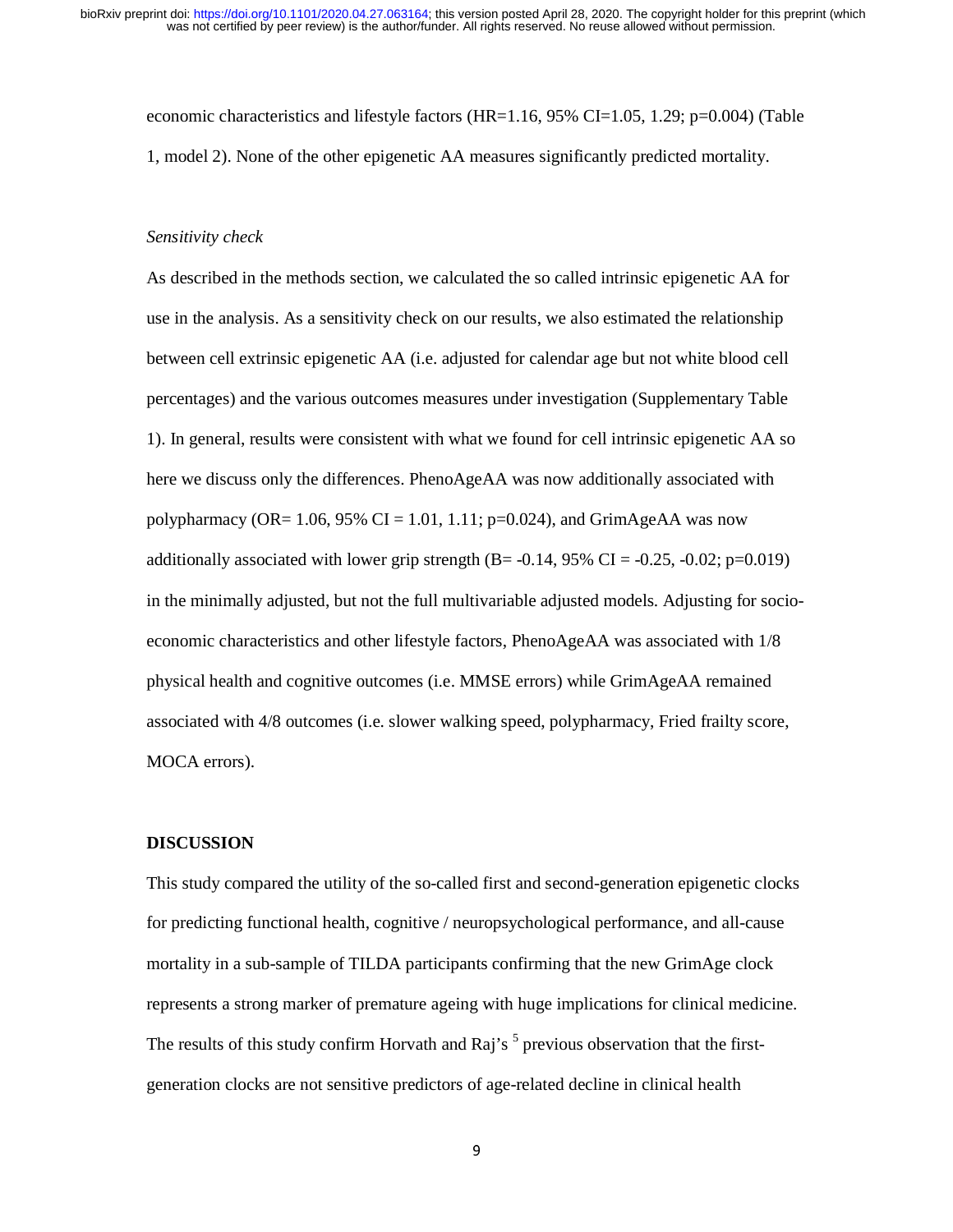economic characteristics and lifestyle factors (HR=1.16, 95% CI=1.05, 1.29; p=0.004) (Table 1, model 2). None of the other epigenetic AA measures significantly predicted mortality.

*Sensitivity check*

As described in the methods section, we calculated the so called intrinsic epigenetic AA for use in the analysis. As a sensitivity check on our results, we also estimated the relationship between cell extrinsic epigenetic AA (i.e. adjusted for calendar age but not white blood cell percentages) and the various outcomes measures under investigation (Supplementary Table 1). In general, results were consistent with what we found for cell intrinsic epigenetic AA so here we discuss only the differences. PhenoAgeAA was now additionally associated with polypharmacy (OR= 1.06, 95% CI = 1.01, 1.11; p=0.024), and GrimAgeAA was now additionally associated with lower grip strength (B= -0.14, 95% CI = -0.25, -0.02; p=0.019) in the minimally adjusted, but not the full multivariable adjusted models. Adjusting for socio-economic characteristics and other lifestyle factors, PhenoAgeAA was associated with 1/8 physical health and cognitive outcomes (i.e. MMSE errors) while GrimAgeAA remained associated with 4/8 outcomes (i.e. slower walking speed, polypharmacy, Fried frailty score, MOCA errors).

## DISCUSSION

This study compared the utility of the so-called first and second-generation epigenetic clocks for predicting functional health, cognitive / neuropsychological performance, and all-cause mortality in a sub-sample of TILDA participants confirming that the new GrimAge clock represents a strong marker of premature ageing with huge implications for clinical medicine. The results of this study confirm Horvath and Raj's [5] previous observation that the first-generation clocks are not sensitive predictors of age-related decline in clinical health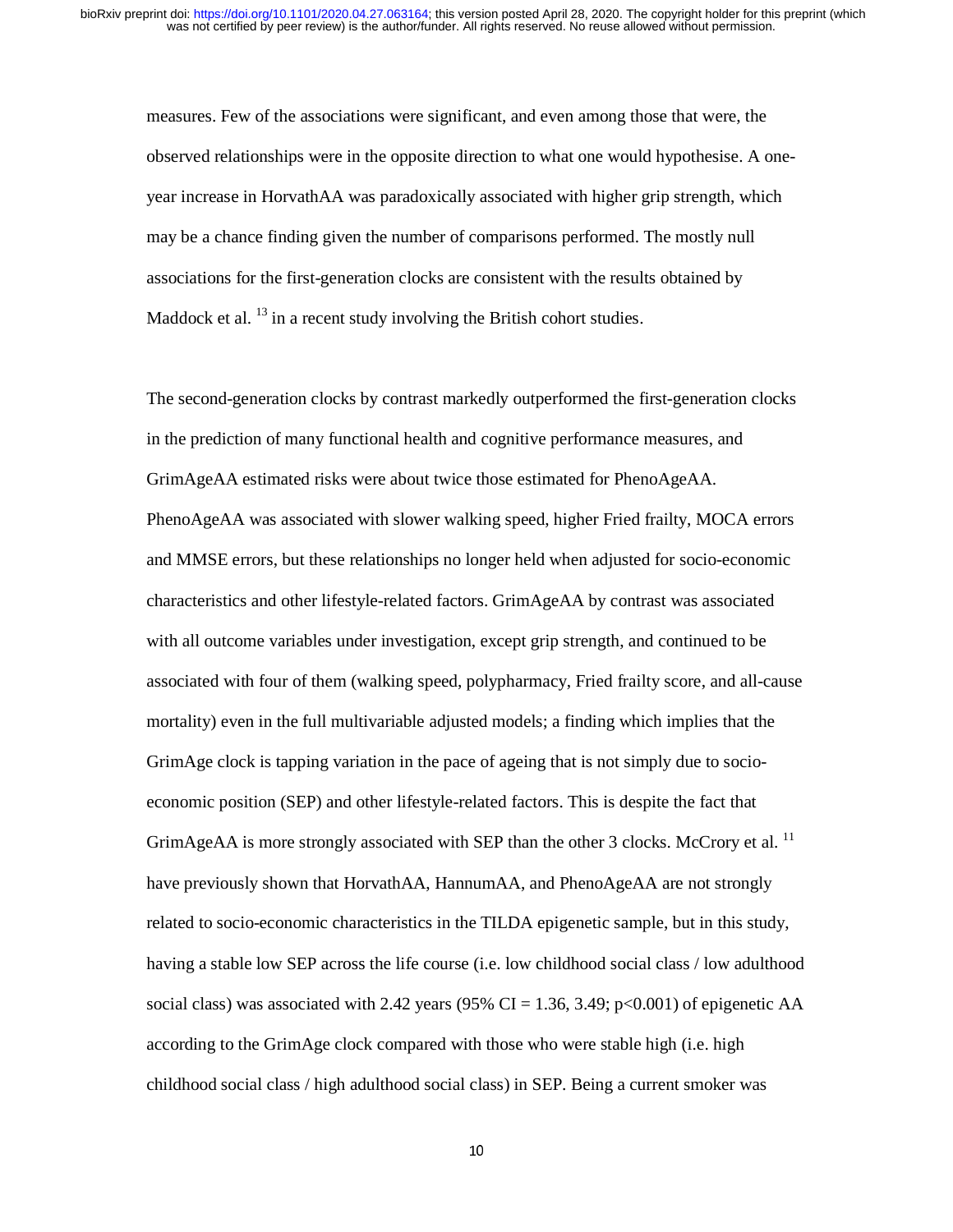measures. Few of the associations were significant, and even among those that were, the observed relationships were in the opposite direction to what one would hypothesise. A one-year increase in HorvathAA was paradoxically associated with higher grip strength, which may be a chance finding given the number of comparisons performed. The mostly null associations for the first-generation clocks are consistent with the results obtained by Maddock et al. [13] in a recent study involving the British cohort studies.

The second-generation clocks by contrast markedly outperformed the first-generation clocks in the prediction of many functional health and cognitive performance measures, and GrimAgeAA estimated risks were about twice those estimated for PhenoAgeAA. PhenoAgeAA was associated with slower walking speed, higher Fried frailty, MOCA errors and MMSE errors, but these relationships no longer held when adjusted for socio-economic characteristics and other lifestyle-related factors. GrimAgeAA by contrast was associated with all outcome variables under investigation, except grip strength, and continued to be associated with four of them (walking speed, polypharmacy, Fried frailty score, and all-cause mortality) even in the full multivariable adjusted models; a finding which implies that the GrimAge clock is tapping variation in the pace of ageing that is not simply due to socio-economic position (SEP) and other lifestyle-related factors. This is despite the fact that GrimAgeAA is more strongly associated with SEP than the other 3 clocks. McCrory et al. [11] have previously shown that HorvathAA, HannumAA, and PhenoAgeAA are not strongly related to socio-economic characteristics in the TILDA epigenetic sample, but in this study, having a stable low SEP across the life course (i.e. low childhood social class / low adulthood social class) was associated with 2.42 years (95% CI = 1.36, 3.49; $p<0.001$) of epigenetic AA according to the GrimAge clock compared with those who were stable high (i.e. high childhood social class / high adulthood social class) in SEP. Being a current smoker was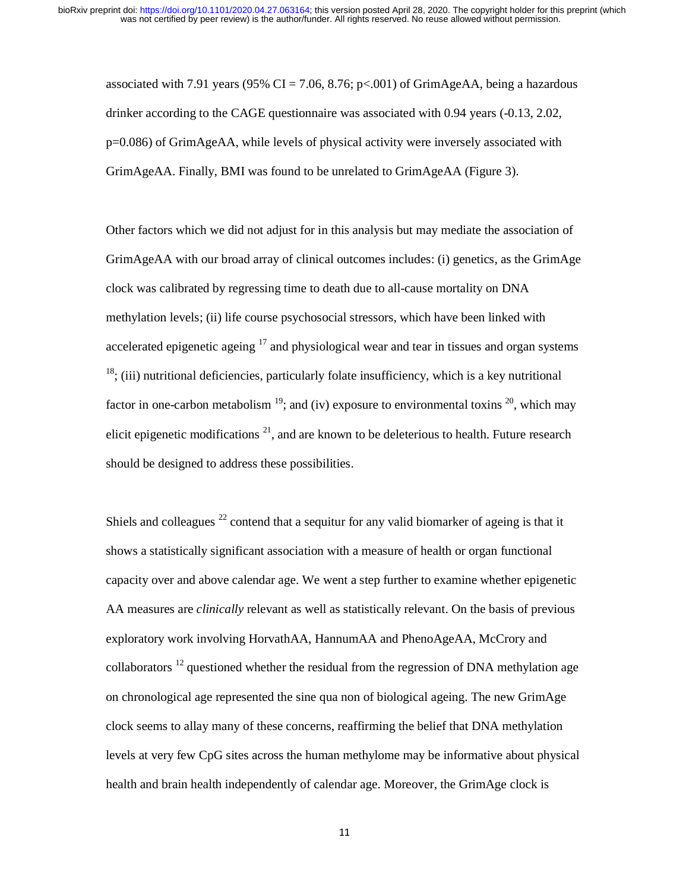associated with 7.91 years (95% CI = 7.06, 8.76; p<.001) of GrimAgeAA, being a hazardous drinker according to the CAGE questionnaire was associated with 0.94 years (-0.13, 2.02, p=0.086) of GrimAgeAA, while levels of physical activity were inversely associated with GrimAgeAA. Finally, BMI was found to be unrelated to GrimAgeAA (Figure 3).

Other factors which we did not adjust for in this analysis but may mediate the association of GrimAgeAA with our broad array of clinical outcomes includes: (i) genetics, as the GrimAge clock was calibrated by regressing time to death due to all-cause mortality on DNA methylation levels; (ii) life course psychosocial stressors, which have been linked with accelerated epigenetic ageing [17] and physiological wear and tear in tissues and organ systems [18]; (iii) nutritional deficiencies, particularly folate insufficiency, which is a key nutritional factor in one-carbon metabolism [19]; and (iv) exposure to environmental toxins [20], which may elicit epigenetic modifications [21], and are known to be deleterious to health. Future research should be designed to address these possibilities.

Shiels and colleagues [22] contend that a sequitur for any valid biomarker of ageing is that it shows a statistically significant association with a measure of health or organ functional capacity over and above calendar age. We went a step further to examine whether epigenetic AA measures are *clinically* relevant as well as statistically relevant. On the basis of previous exploratory work involving HorvathAA, HannumAA and PhenoAgeAA, McCrory and collaborators [12] questioned whether the residual from the regression of DNA methylation age on chronological age represented the sine qua non of biological ageing. The new GrimAge clock seems to allay many of these concerns, reaffirming the belief that DNA methylation levels at very few CpG sites across the human methylome may be informative about physical health and brain health independently of calendar age. Moreover, the GrimAge clock is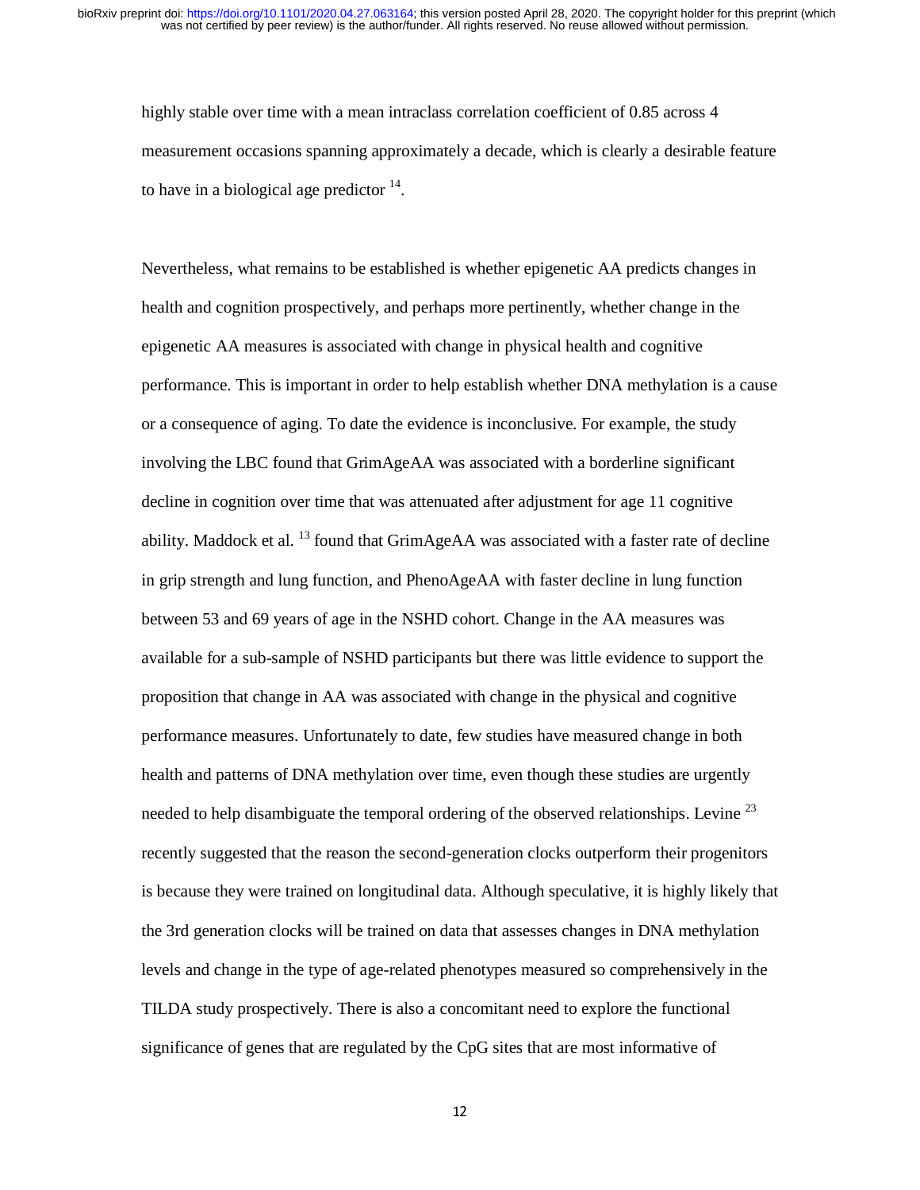highly stable over time with a mean intraclass correlation coefficient of 0.85 across 4 measurement occasions spanning approximately a decade, which is clearly a desirable feature to have in a biological age predictor [14].

Nevertheless, what remains to be established is whether epigenetic AA predicts changes in health and cognition prospectively, and perhaps more pertinently, whether change in the epigenetic AA measures is associated with change in physical health and cognitive performance. This is important in order to help establish whether DNA methylation is a cause or a consequence of aging. To date the evidence is inconclusive. For example, the study involving the LBC found that GrimAgeAA was associated with a borderline significant decline in cognition over time that was attenuated after adjustment for age 11 cognitive ability. Maddock et al. [13] found that GrimAgeAA was associated with a faster rate of decline in grip strength and lung function, and PhenoAgeAA with faster decline in lung function between 53 and 69 years of age in the NSHD cohort. Change in the AA measures was available for a sub-sample of NSHD participants but there was little evidence to support the proposition that change in AA was associated with change in the physical and cognitive performance measures. Unfortunately to date, few studies have measured change in both health and patterns of DNA methylation over time, even though these studies are urgently needed to help disambiguate the temporal ordering of the observed relationships. Levine [23] recently suggested that the reason the second-generation clocks outperform their progenitors is because they were trained on longitudinal data. Although speculative, it is highly likely that the 3rd generation clocks will be trained on data that assesses changes in DNA methylation levels and change in the type of age-related phenotypes measured so comprehensively in the TILDA study prospectively. There is also a concomitant need to explore the functional significance of genes that are regulated by the CpG sites that are most informative of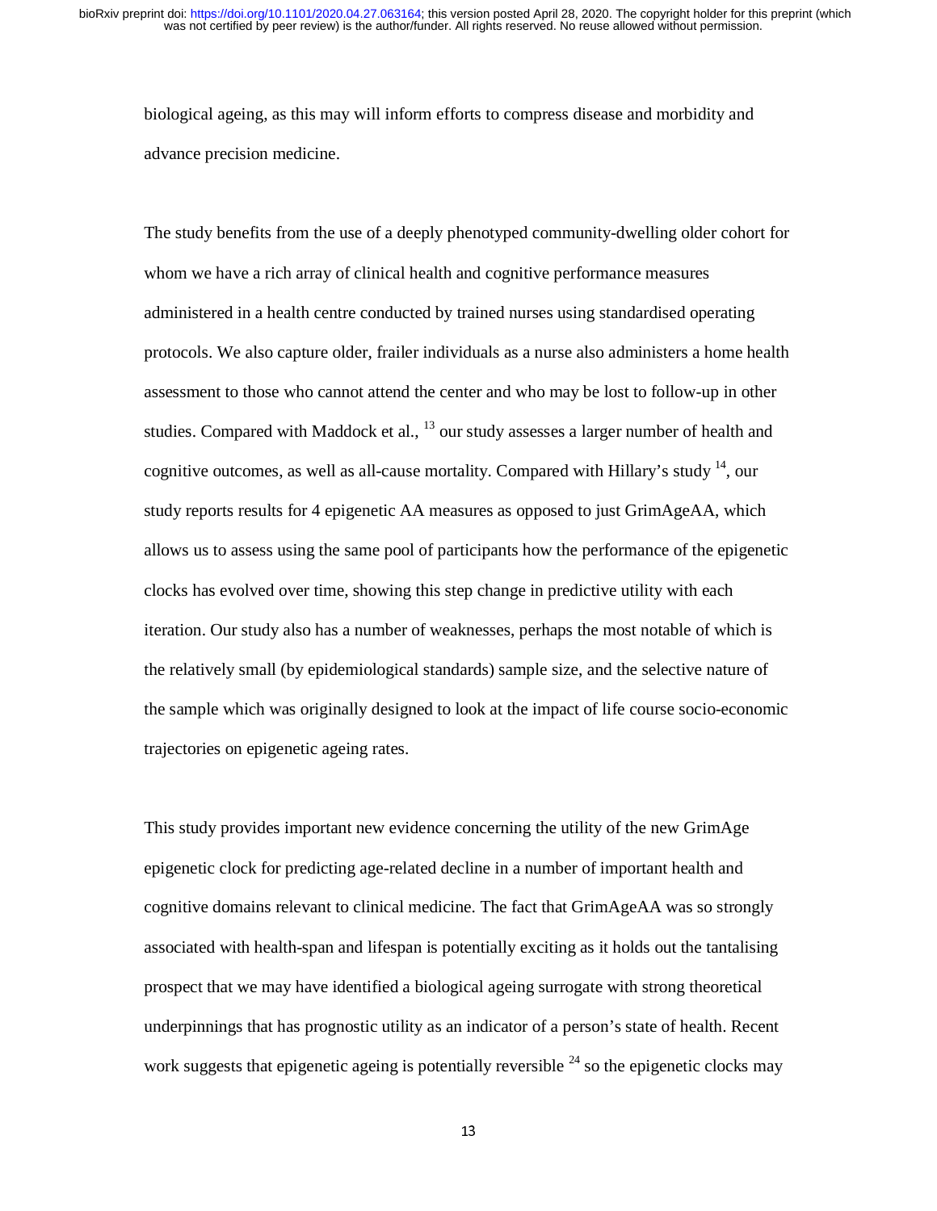biological ageing, as this may will inform efforts to compress disease and morbidity and advance precision medicine.

The study benefits from the use of a deeply phenotyped community-dwelling older cohort for whom we have a rich array of clinical health and cognitive performance measures administered in a health centre conducted by trained nurses using standardised operating protocols. We also capture older, frailer individuals as a nurse also administers a home health assessment to those who cannot attend the center and who may be lost to follow-up in other studies. Compared with Maddock et al., [13] our study assesses a larger number of health and cognitive outcomes, as well as all-cause mortality. Compared with Hillary's study [14], our study reports results for 4 epigenetic AA measures as opposed to just GrimAgeAA, which allows us to assess using the same pool of participants how the performance of the epigenetic clocks has evolved over time, showing this step change in predictive utility with each iteration. Our study also has a number of weaknesses, perhaps the most notable of which is the relatively small (by epidemiological standards) sample size, and the selective nature of the sample which was originally designed to look at the impact of life course socio-economic trajectories on epigenetic ageing rates.

This study provides important new evidence concerning the utility of the new GrimAge epigenetic clock for predicting age-related decline in a number of important health and cognitive domains relevant to clinical medicine. The fact that GrimAgeAA was so strongly associated with health-span and lifespan is potentially exciting as it holds out the tantalising prospect that we may have identified a biological ageing surrogate with strong theoretical underpinnings that has prognostic utility as an indicator of a person's state of health. Recent work suggests that epigenetic ageing is potentially reversible [24] so the epigenetic clocks may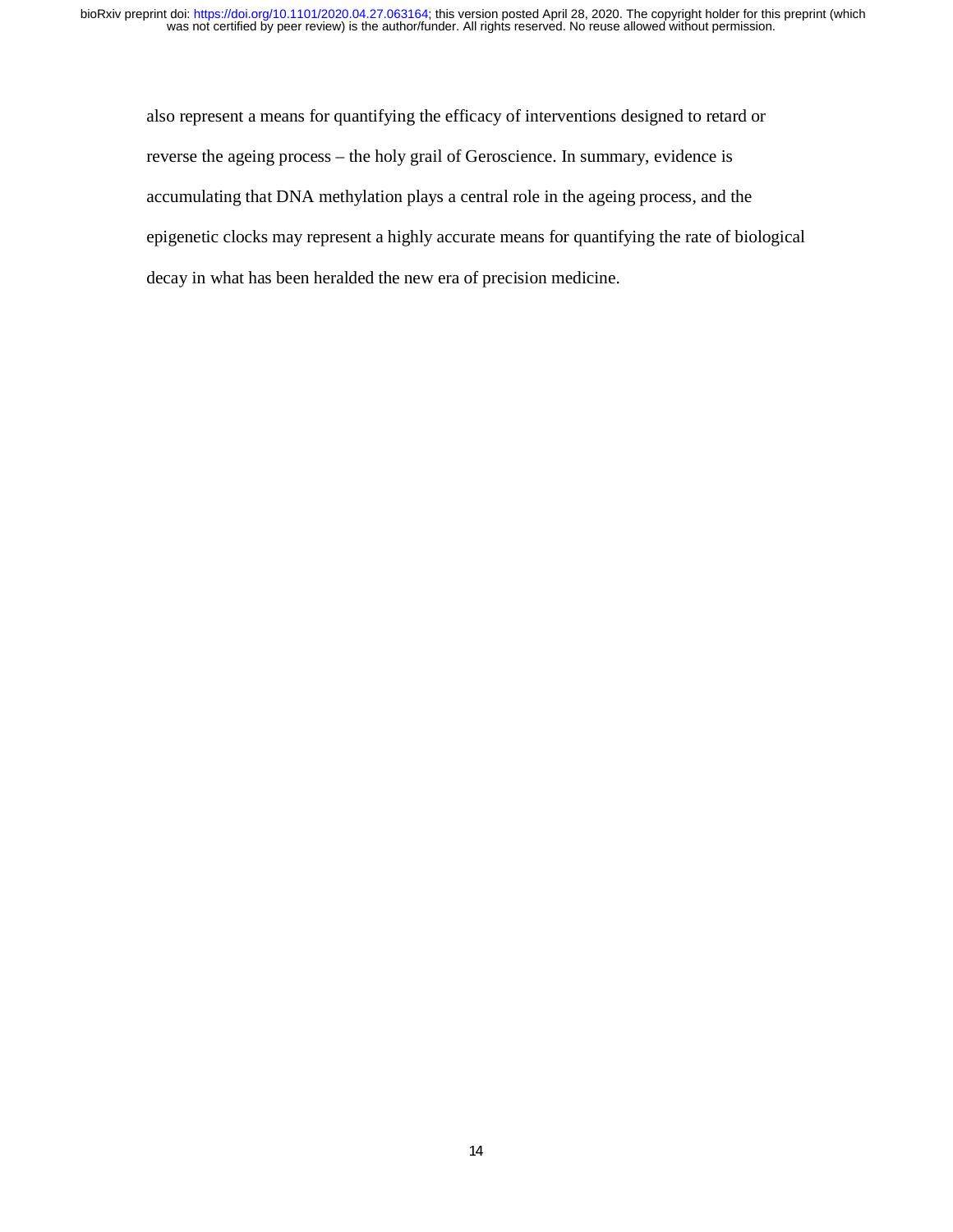also represent a means for quantifying the efficacy of interventions designed to retard or reverse the ageing process – the holy grail of Geroscience. In summary, evidence is accumulating that DNA methylation plays a central role in the ageing process, and the epigenetic clocks may represent a highly accurate means for quantifying the rate of biological decay in what has been heralded the new era of precision medicine.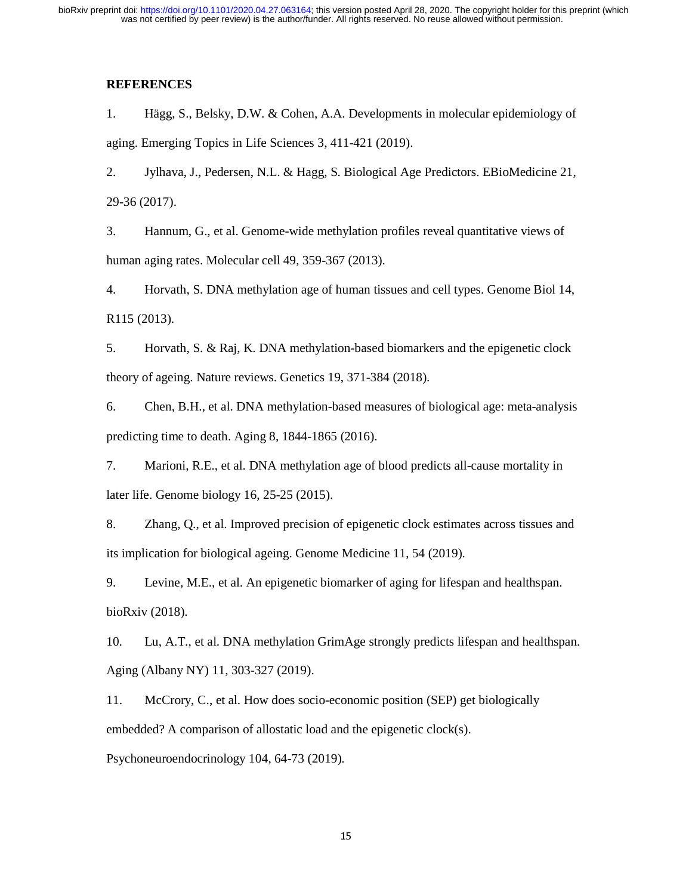## REFERENCES

1. Hägg, S., Belsky, D.W. & Cohen, A.A. Developments in molecular epidemiology of aging. Emerging Topics in Life Sciences 3, 411-421 (2019).
2. Jylhava, J., Pedersen, N.L. & Hagg, S. Biological Age Predictors. EBioMedicine 21, 29-36 (2017).
3. Hannum, G., et al. Genome-wide methylation profiles reveal quantitative views of human aging rates. Molecular cell 49, 359-367 (2013).
4. Horvath, S. DNA methylation age of human tissues and cell types. Genome Biol 14, R115 (2013).
5. Horvath, S. & Raj, K. DNA methylation-based biomarkers and the epigenetic clock theory of ageing. Nature reviews. Genetics 19, 371-384 (2018).
6. Chen, B.H., et al. DNA methylation-based measures of biological age: meta-analysis predicting time to death. Aging 8, 1844-1865 (2016).
7. Marioni, R.E., et al. DNA methylation age of blood predicts all-cause mortality in later life. Genome biology 16, 25-25 (2015).
8. Zhang, Q., et al. Improved precision of epigenetic clock estimates across tissues and its implication for biological ageing. Genome Medicine 11, 54 (2019).
9. Levine, M.E., et al. An epigenetic biomarker of aging for lifespan and healthspan. bioRxiv (2018).
10. Lu, A.T., et al. DNA methylation GrimAge strongly predicts lifespan and healthspan. Aging (Albany NY) 11, 303-327 (2019).
11. McCrory, C., et al. How does socio-economic position (SEP) get biologically embedded? A comparison of allostatic load and the epigenetic clock(s). Psychoneuroendocrinology 104, 64-73 (2019).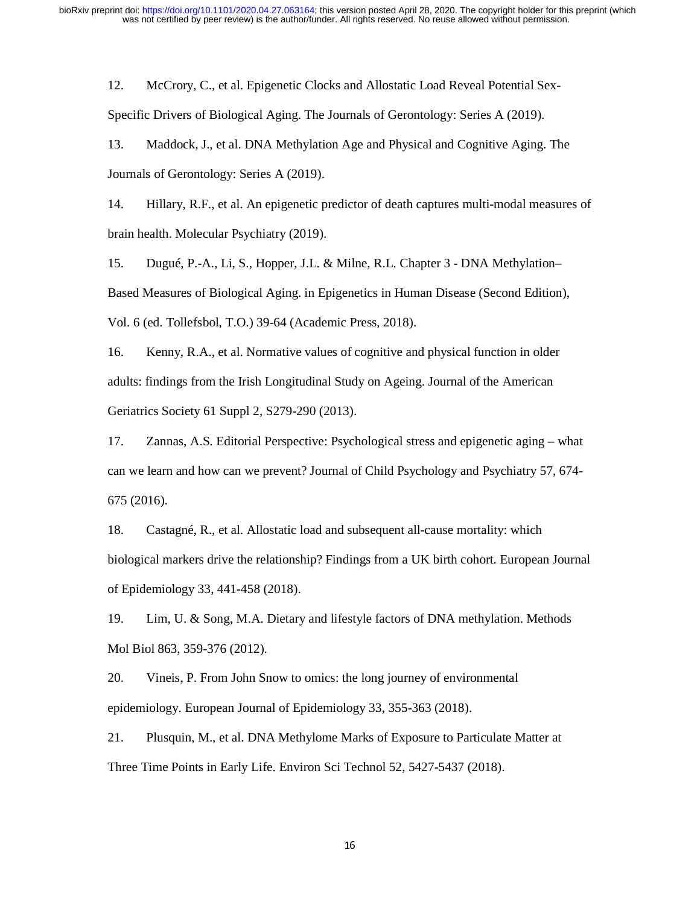12. McCrory, C., et al. Epigenetic Clocks and Allostatic Load Reveal Potential Sex-Specific Drivers of Biological Aging. The Journals of Gerontology: Series A (2019).

13. Maddock, J., et al. DNA Methylation Age and Physical and Cognitive Aging. The Journals of Gerontology: Series A (2019).

14. Hillary, R.F., et al. An epigenetic predictor of death captures multi-modal measures of brain health. Molecular Psychiatry (2019).

15. Dugué, P.-A., Li, S., Hopper, J.L. & Milne, R.L. Chapter 3 - DNA Methylation–Based Measures of Biological Aging. in Epigenetics in Human Disease (Second Edition), Vol. 6 (ed. Tollefsbol, T.O.) 39-64 (Academic Press, 2018).

16. Kenny, R.A., et al. Normative values of cognitive and physical function in older adults: findings from the Irish Longitudinal Study on Ageing. Journal of the American Geriatrics Society 61 Suppl 2, S279-290 (2013).

17. Zannas, A.S. Editorial Perspective: Psychological stress and epigenetic aging – what can we learn and how can we prevent? Journal of Child Psychology and Psychiatry 57, 674-675 (2016).

18. Castagné, R., et al. Allostatic load and subsequent all-cause mortality: which biological markers drive the relationship? Findings from a UK birth cohort. European Journal of Epidemiology 33, 441-458 (2018).

19. Lim, U. & Song, M.A. Dietary and lifestyle factors of DNA methylation. Methods Mol Biol 863, 359-376 (2012).

20. Vineis, P. From John Snow to omics: the long journey of environmental epidemiology. European Journal of Epidemiology 33, 355-363 (2018).

21. Plusquin, M., et al. DNA Methylome Marks of Exposure to Particulate Matter at Three Time Points in Early Life. Environ Sci Technol 52, 5427-5437 (2018).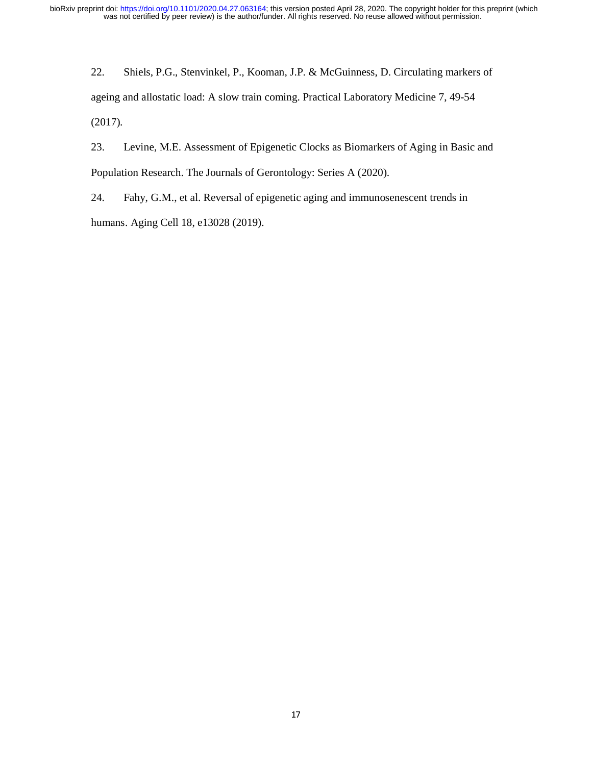22. Shiels, P.G., Stenvinkel, P., Kooman, J.P. & McGuinness, D. Circulating markers of ageing and allostatic load: A slow train coming. Practical Laboratory Medicine 7, 49-54 (2017).

23. Levine, M.E. Assessment of Epigenetic Clocks as Biomarkers of Aging in Basic and Population Research. The Journals of Gerontology: Series A (2020).

24. Fahy, G.M., et al. Reversal of epigenetic aging and immunosenescent trends in humans. Aging Cell 18, e13028 (2019).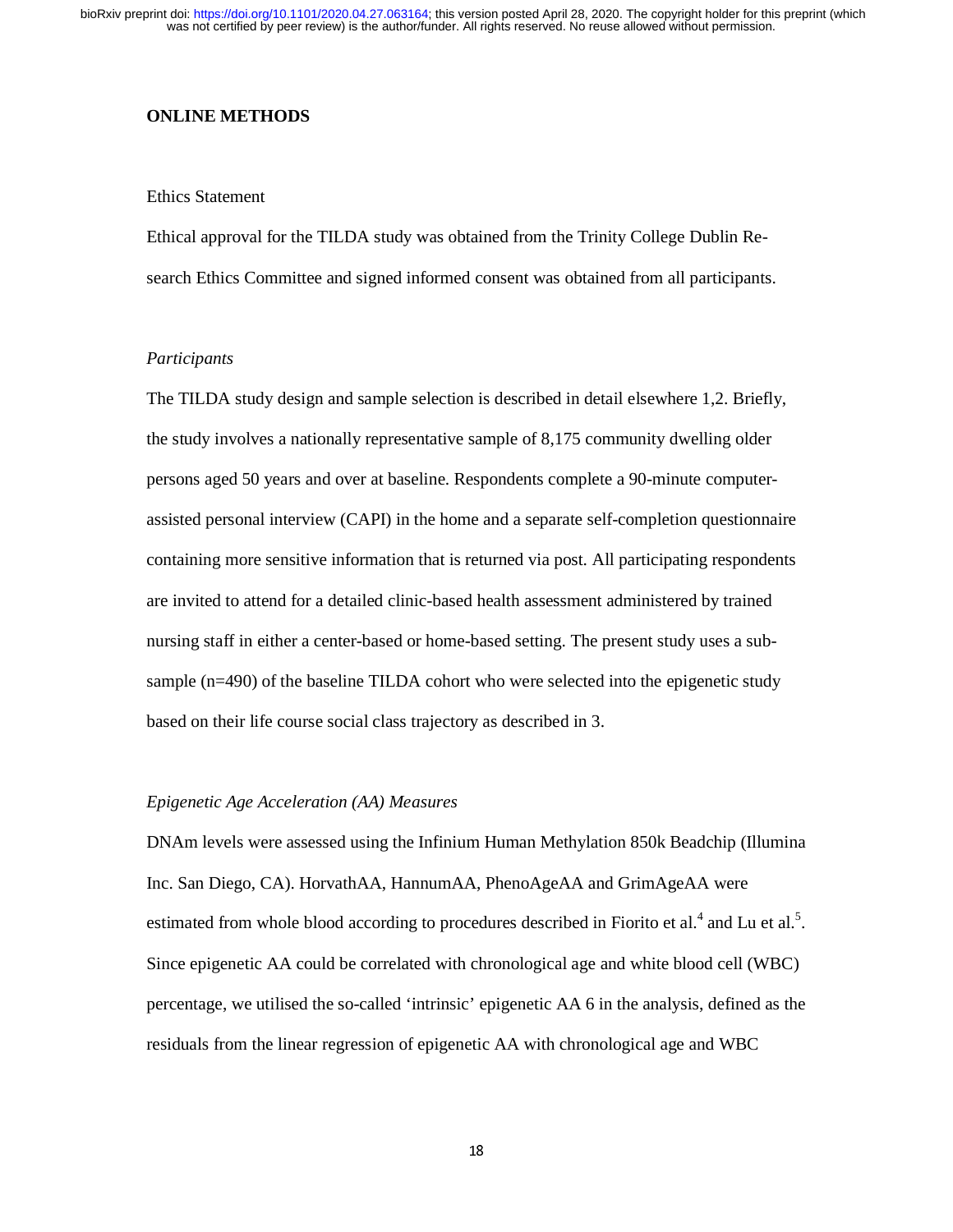**ONLINE METHODS**

Ethics Statement

Ethical approval for the TILDA study was obtained from the Trinity College Dublin Research Ethics Committee and signed informed consent was obtained from all participants.

*Participants*

The TILDA study design and sample selection is described in detail elsewhere 1,2. Briefly, the study involves a nationally representative sample of 8,175 community dwelling older persons aged 50 years and over at baseline. Respondents complete a 90-minute computer-assisted personal interview (CAPI) in the home and a separate self-completion questionnaire containing more sensitive information that is returned via post. All participating respondents are invited to attend for a detailed clinic-based health assessment administered by trained nursing staff in either a center-based or home-based setting. The present study uses a sub-sample (n=490) of the baseline TILDA cohort who were selected into the epigenetic study based on their life course social class trajectory as described in 3.

*Epigenetic Age Acceleration (AA) Measures*

DNAm levels were assessed using the Infinium Human Methylation 850k Beadchip (Illumina Inc. San Diego, CA). HorvathAA, HannumAA, PhenoAgeAA and GrimAgeAA were estimated from whole blood according to procedures described in Fiorito et al.[4] and Lu et al.[5]. Since epigenetic AA could be correlated with chronological age and white blood cell (WBC) percentage, we utilised the so-called 'intrinsic' epigenetic AA 6 in the analysis, defined as the residuals from the linear regression of epigenetic AA with chronological age and WBC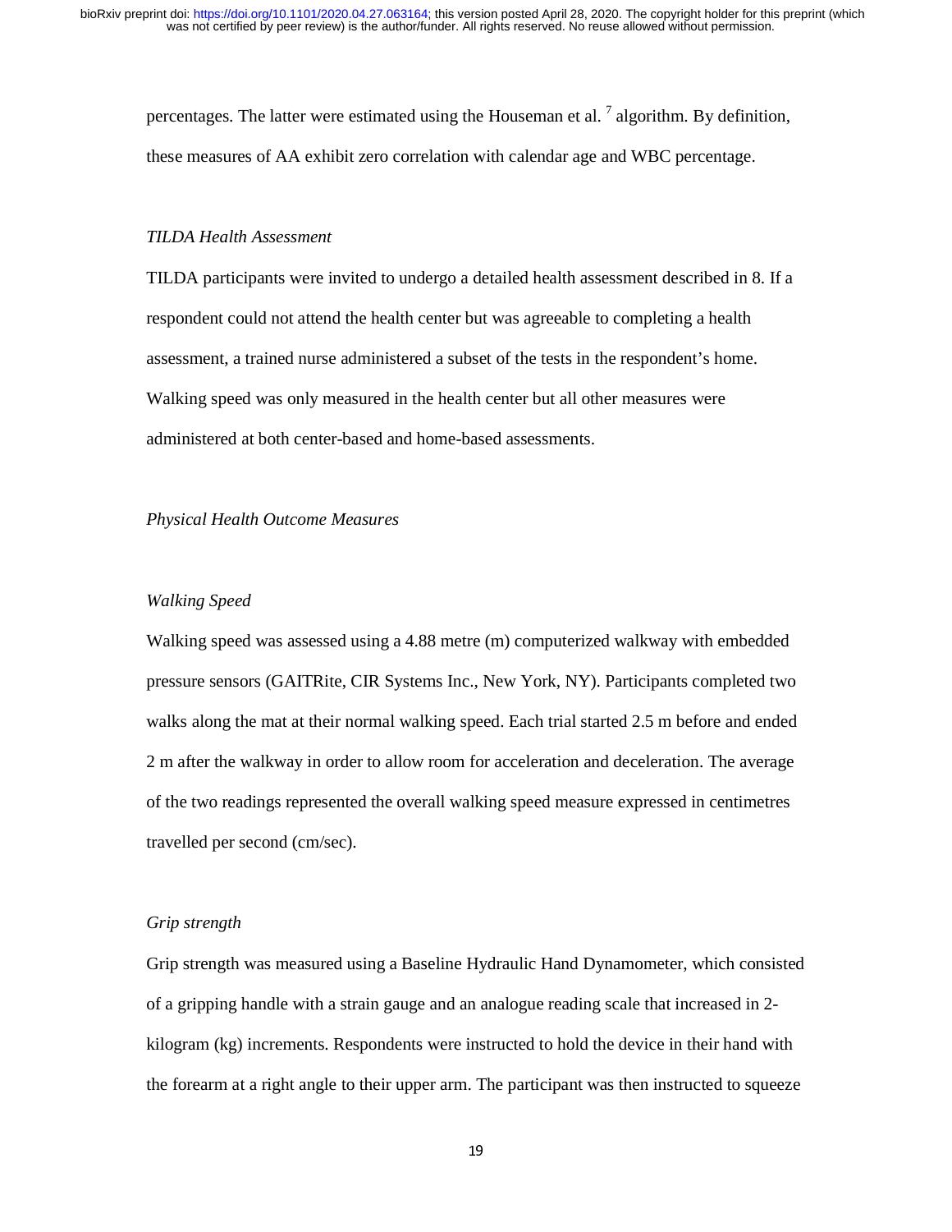percentages. The latter were estimated using the Houseman et al. [7] algorithm. By definition, these measures of AA exhibit zero correlation with calendar age and WBC percentage.

*TILDA Health Assessment*

TILDA participants were invited to undergo a detailed health assessment described in 8. If a respondent could not attend the health center but was agreeable to completing a health assessment, a trained nurse administered a subset of the tests in the respondent's home. Walking speed was only measured in the health center but all other measures were administered at both center-based and home-based assessments.

*Physical Health Outcome Measures*

*Walking Speed*

Walking speed was assessed using a 4.88 metre (m) computerized walkway with embedded pressure sensors (GAITRite, CIR Systems Inc., New York, NY). Participants completed two walks along the mat at their normal walking speed. Each trial started 2.5 m before and ended 2 m after the walkway in order to allow room for acceleration and deceleration. The average of the two readings represented the overall walking speed measure expressed in centimetres travelled per second (cm/sec).

*Grip strength*

Grip strength was measured using a Baseline Hydraulic Hand Dynamometer, which consisted of a gripping handle with a strain gauge and an analogue reading scale that increased in 2-kilogram (kg) increments. Respondents were instructed to hold the device in their hand with the forearm at a right angle to their upper arm. The participant was then instructed to squeeze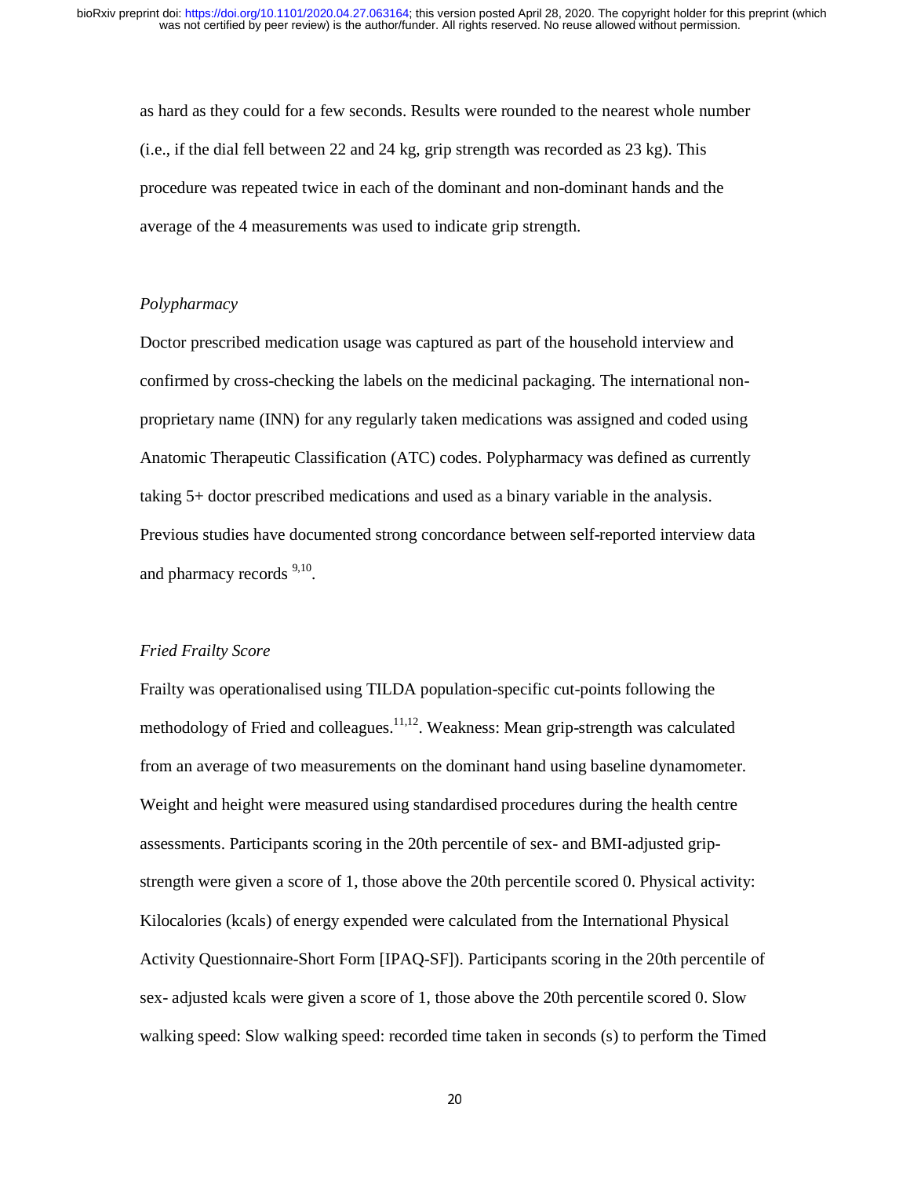as hard as they could for a few seconds. Results were rounded to the nearest whole number (i.e., if the dial fell between 22 and 24 kg, grip strength was recorded as 23 kg). This procedure was repeated twice in each of the dominant and non-dominant hands and the average of the 4 measurements was used to indicate grip strength.

*Polypharmacy*

Doctor prescribed medication usage was captured as part of the household interview and confirmed by cross-checking the labels on the medicinal packaging. The international non-proprietary name (INN) for any regularly taken medications was assigned and coded using Anatomic Therapeutic Classification (ATC) codes. Polypharmacy was defined as currently taking 5+ doctor prescribed medications and used as a binary variable in the analysis. Previous studies have documented strong concordance between self-reported interview data and pharmacy records [9,10].

*Fried Frailty Score*

Frailty was operationalised using TILDA population-specific cut-points following the methodology of Fried and colleagues.[11,12]. Weakness: Mean grip-strength was calculated from an average of two measurements on the dominant hand using baseline dynamometer. Weight and height were measured using standardised procedures during the health centre assessments. Participants scoring in the 20th percentile of sex- and BMI-adjusted grip-strength were given a score of 1, those above the 20th percentile scored 0. Physical activity: Kilocalories (kcals) of energy expended were calculated from the International Physical Activity Questionnaire-Short Form [IPAQ-SF]). Participants scoring in the 20th percentile of sex- adjusted kcals were given a score of 1, those above the 20th percentile scored 0. Slow walking speed: Slow walking speed: recorded time taken in seconds (s) to perform the Timed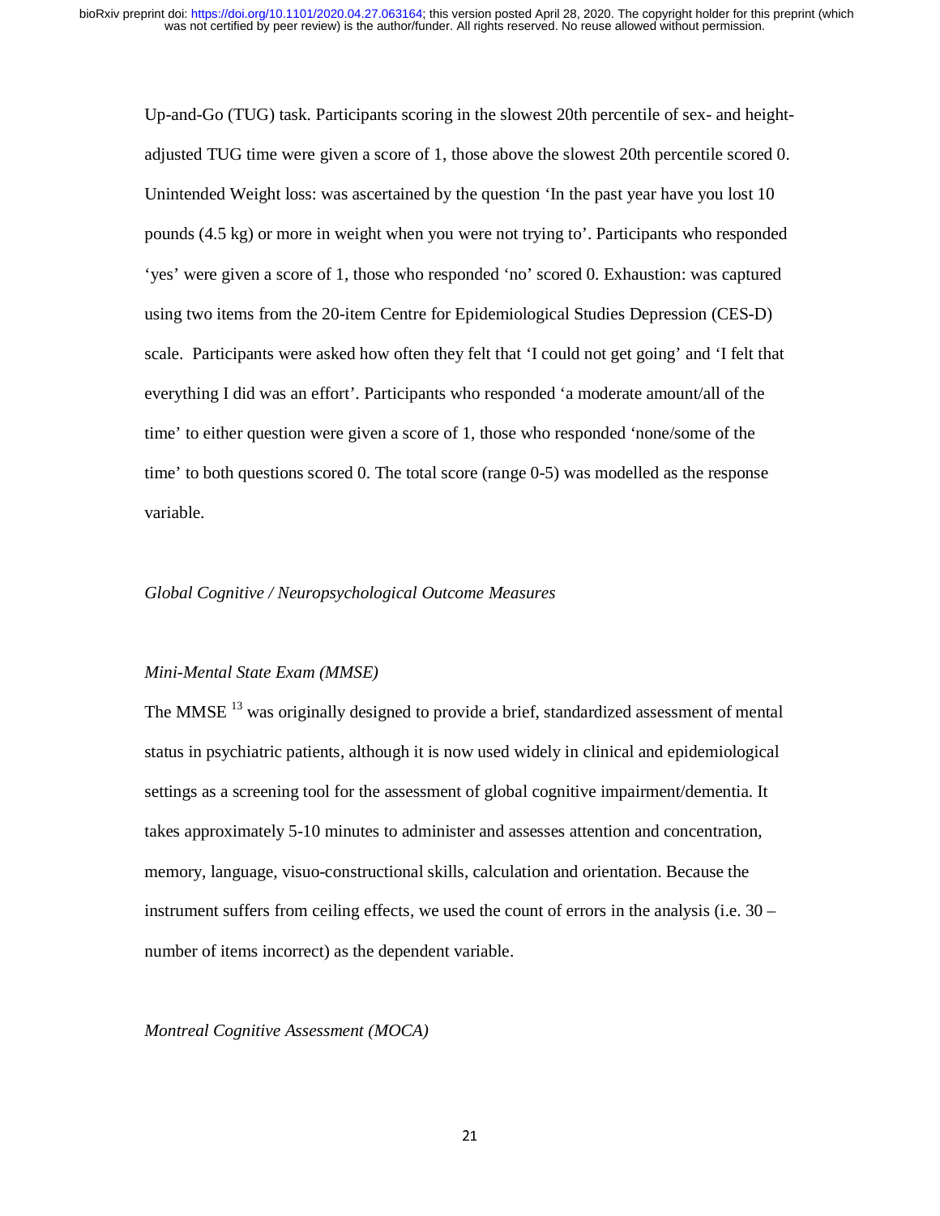Up-and-Go (TUG) task. Participants scoring in the slowest 20th percentile of sex- and height-adjusted TUG time were given a score of 1, those above the slowest 20th percentile scored 0. Unintended Weight loss: was ascertained by the question 'In the past year have you lost 10 pounds (4.5 kg) or more in weight when you were not trying to'. Participants who responded 'yes' were given a score of 1, those who responded 'no' scored 0. Exhaustion: was captured using two items from the 20-item Centre for Epidemiological Studies Depression (CES-D) scale. Participants were asked how often they felt that 'I could not get going' and 'I felt that everything I did was an effort'. Participants who responded 'a moderate amount/all of the time' to either question were given a score of 1, those who responded 'none/some of the time' to both questions scored 0. The total score (range 0-5) was modelled as the response variable.

*Global Cognitive / Neuropsychological Outcome Measures*

*Mini-Mental State Exam (MMSE)*

The MMSE [13] was originally designed to provide a brief, standardized assessment of mental status in psychiatric patients, although it is now used widely in clinical and epidemiological settings as a screening tool for the assessment of global cognitive impairment/dementia. It takes approximately 5-10 minutes to administer and assesses attention and concentration, memory, language, visuo-constructional skills, calculation and orientation. Because the instrument suffers from ceiling effects, we used the count of errors in the analysis (i.e. 30 – number of items incorrect) as the dependent variable.

*Montreal Cognitive Assessment (MOCA)*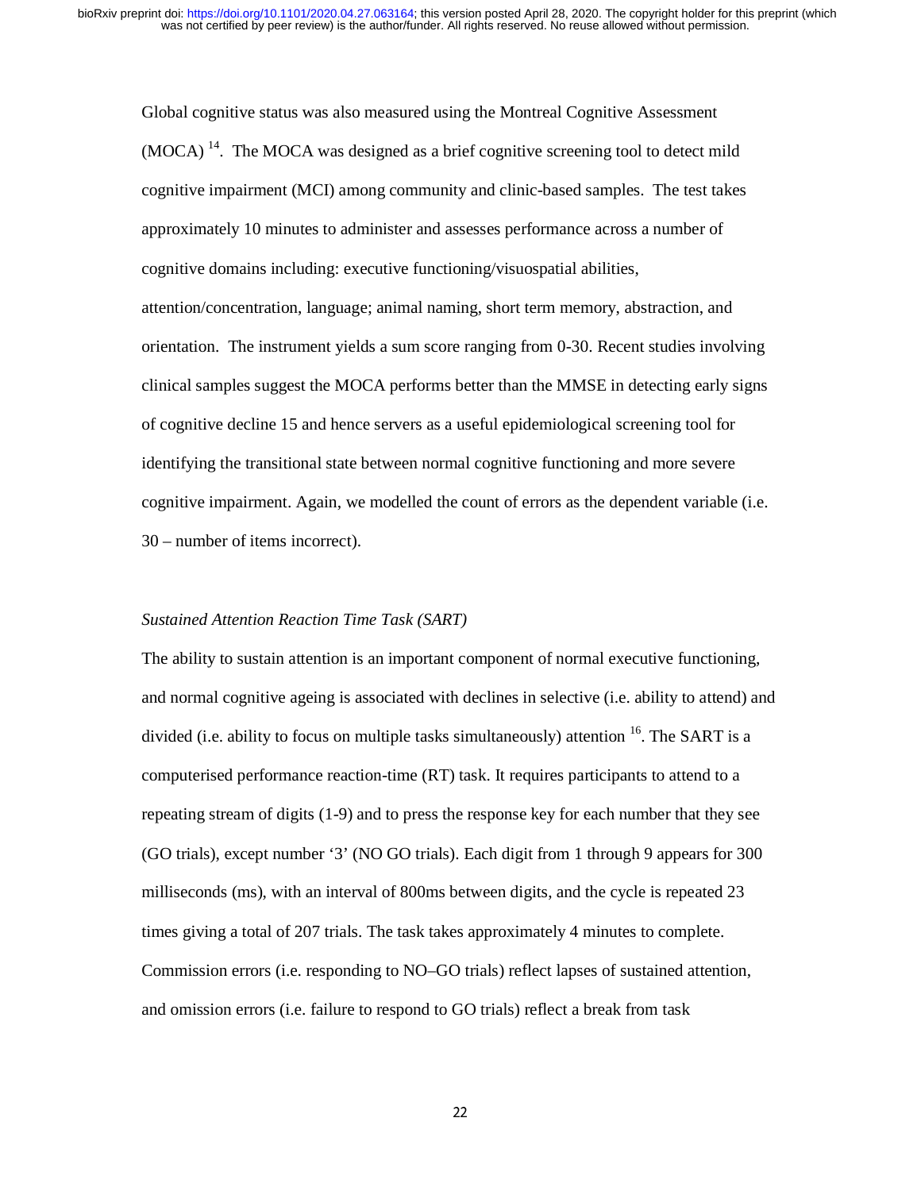Global cognitive status was also measured using the Montreal Cognitive Assessment (MOCA) [14]. The MOCA was designed as a brief cognitive screening tool to detect mild cognitive impairment (MCI) among community and clinic-based samples. The test takes approximately 10 minutes to administer and assesses performance across a number of cognitive domains including: executive functioning/visuospatial abilities, attention/concentration, language; animal naming, short term memory, abstraction, and orientation. The instrument yields a sum score ranging from 0-30. Recent studies involving clinical samples suggest the MOCA performs better than the MMSE in detecting early signs of cognitive decline 15 and hence servers as a useful epidemiological screening tool for identifying the transitional state between normal cognitive functioning and more severe cognitive impairment. Again, we modelled the count of errors as the dependent variable (i.e. 30 – number of items incorrect).

*Sustained Attention Reaction Time Task (SART)*

The ability to sustain attention is an important component of normal executive functioning, and normal cognitive ageing is associated with declines in selective (i.e. ability to attend) and divided (i.e. ability to focus on multiple tasks simultaneously) attention [16]. The SART is a computerised performance reaction-time (RT) task. It requires participants to attend to a repeating stream of digits (1-9) and to press the response key for each number that they see (GO trials), except number '3' (NO GO trials). Each digit from 1 through 9 appears for 300 milliseconds (ms), with an interval of 800ms between digits, and the cycle is repeated 23 times giving a total of 207 trials. The task takes approximately 4 minutes to complete. Commission errors (i.e. responding to NO–GO trials) reflect lapses of sustained attention, and omission errors (i.e. failure to respond to GO trials) reflect a break from task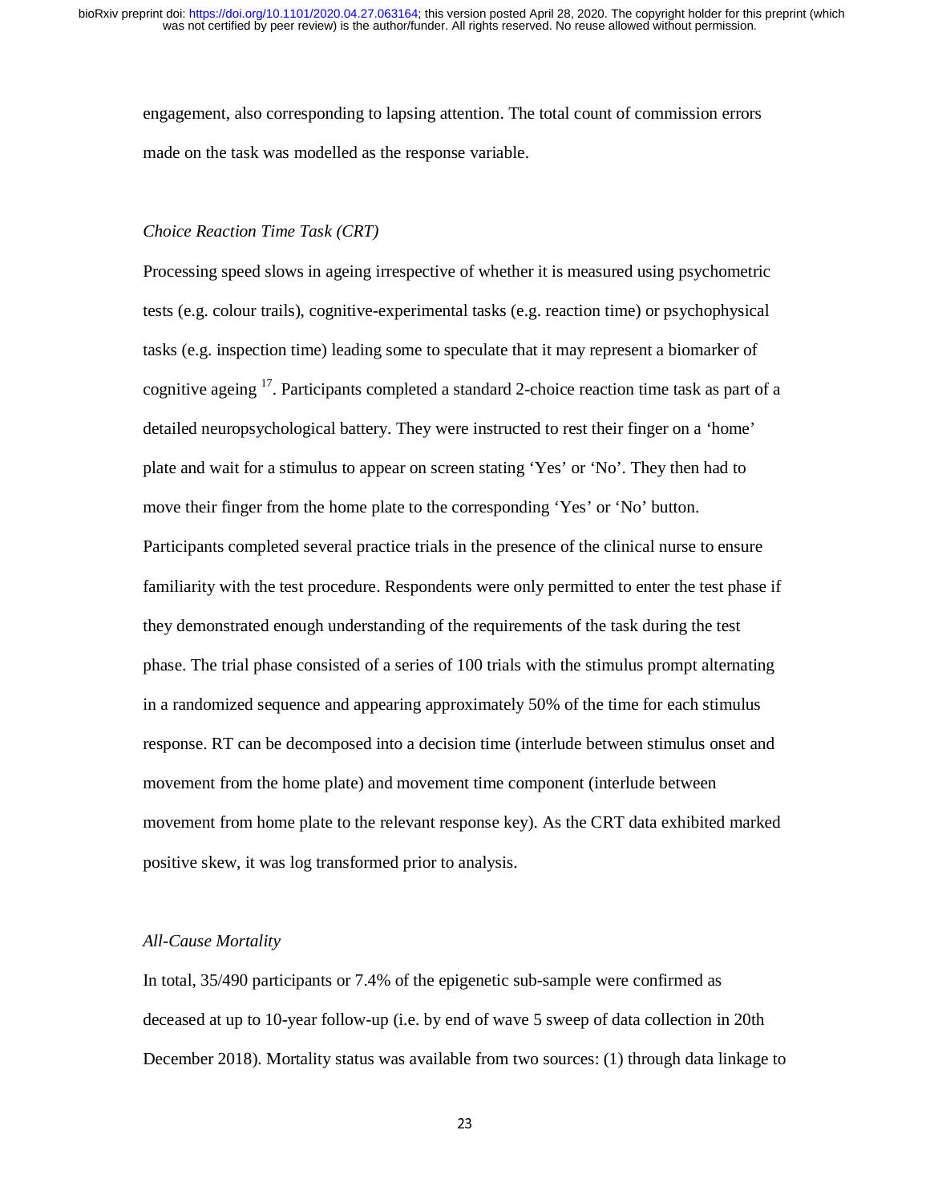engagement, also corresponding to lapsing attention. The total count of commission errors made on the task was modelled as the response variable.

*Choice Reaction Time Task (CRT)*

Processing speed slows in ageing irrespective of whether it is measured using psychometric tests (e.g. colour trails), cognitive-experimental tasks (e.g. reaction time) or psychophysical tasks (e.g. inspection time) leading some to speculate that it may represent a biomarker of cognitive ageing [17]. Participants completed a standard 2-choice reaction time task as part of a detailed neuropsychological battery. They were instructed to rest their finger on a 'home' plate and wait for a stimulus to appear on screen stating 'Yes' or 'No'. They then had to move their finger from the home plate to the corresponding 'Yes' or 'No' button. Participants completed several practice trials in the presence of the clinical nurse to ensure familiarity with the test procedure. Respondents were only permitted to enter the test phase if they demonstrated enough understanding of the requirements of the task during the test phase. The trial phase consisted of a series of 100 trials with the stimulus prompt alternating in a randomized sequence and appearing approximately 50% of the time for each stimulus response. RT can be decomposed into a decision time (interlude between stimulus onset and movement from the home plate) and movement time component (interlude between movement from home plate to the relevant response key). As the CRT data exhibited marked positive skew, it was log transformed prior to analysis.

*All-Cause Mortality*

In total, 35/490 participants or 7.4% of the epigenetic sub-sample were confirmed as deceased at up to 10-year follow-up (i.e. by end of wave 5 sweep of data collection in 20th December 2018). Mortality status was available from two sources: (1) through data linkage to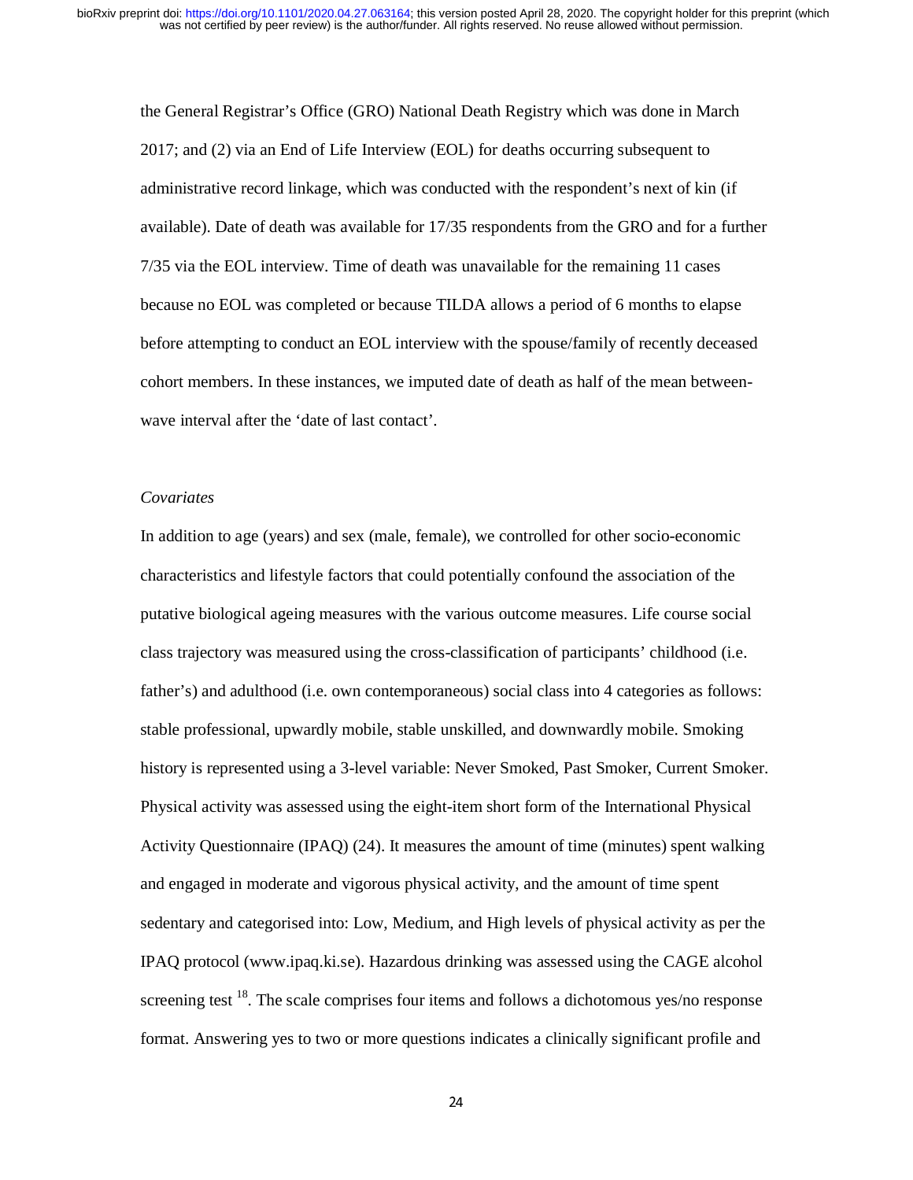the General Registrar's Office (GRO) National Death Registry which was done in March 2017; and (2) via an End of Life Interview (EOL) for deaths occurring subsequent to administrative record linkage, which was conducted with the respondent's next of kin (if available). Date of death was available for 17/35 respondents from the GRO and for a further 7/35 via the EOL interview. Time of death was unavailable for the remaining 11 cases because no EOL was completed or because TILDA allows a period of 6 months to elapse before attempting to conduct an EOL interview with the spouse/family of recently deceased cohort members. In these instances, we imputed date of death as half of the mean between-wave interval after the 'date of last contact'.

*Covariates*

In addition to age (years) and sex (male, female), we controlled for other socio-economic characteristics and lifestyle factors that could potentially confound the association of the putative biological ageing measures with the various outcome measures. Life course social class trajectory was measured using the cross-classification of participants' childhood (i.e. father's) and adulthood (i.e. own contemporaneous) social class into 4 categories as follows: stable professional, upwardly mobile, stable unskilled, and downwardly mobile. Smoking history is represented using a 3-level variable: Never Smoked, Past Smoker, Current Smoker. Physical activity was assessed using the eight-item short form of the International Physical Activity Questionnaire (IPAQ) (24). It measures the amount of time (minutes) spent walking and engaged in moderate and vigorous physical activity, and the amount of time spent sedentary and categorised into: Low, Medium, and High levels of physical activity as per the IPAQ protocol (www.ipaq.ki.se). Hazardous drinking was assessed using the CAGE alcohol screening test [18]. The scale comprises four items and follows a dichotomous yes/no response format. Answering yes to two or more questions indicates a clinically significant profile and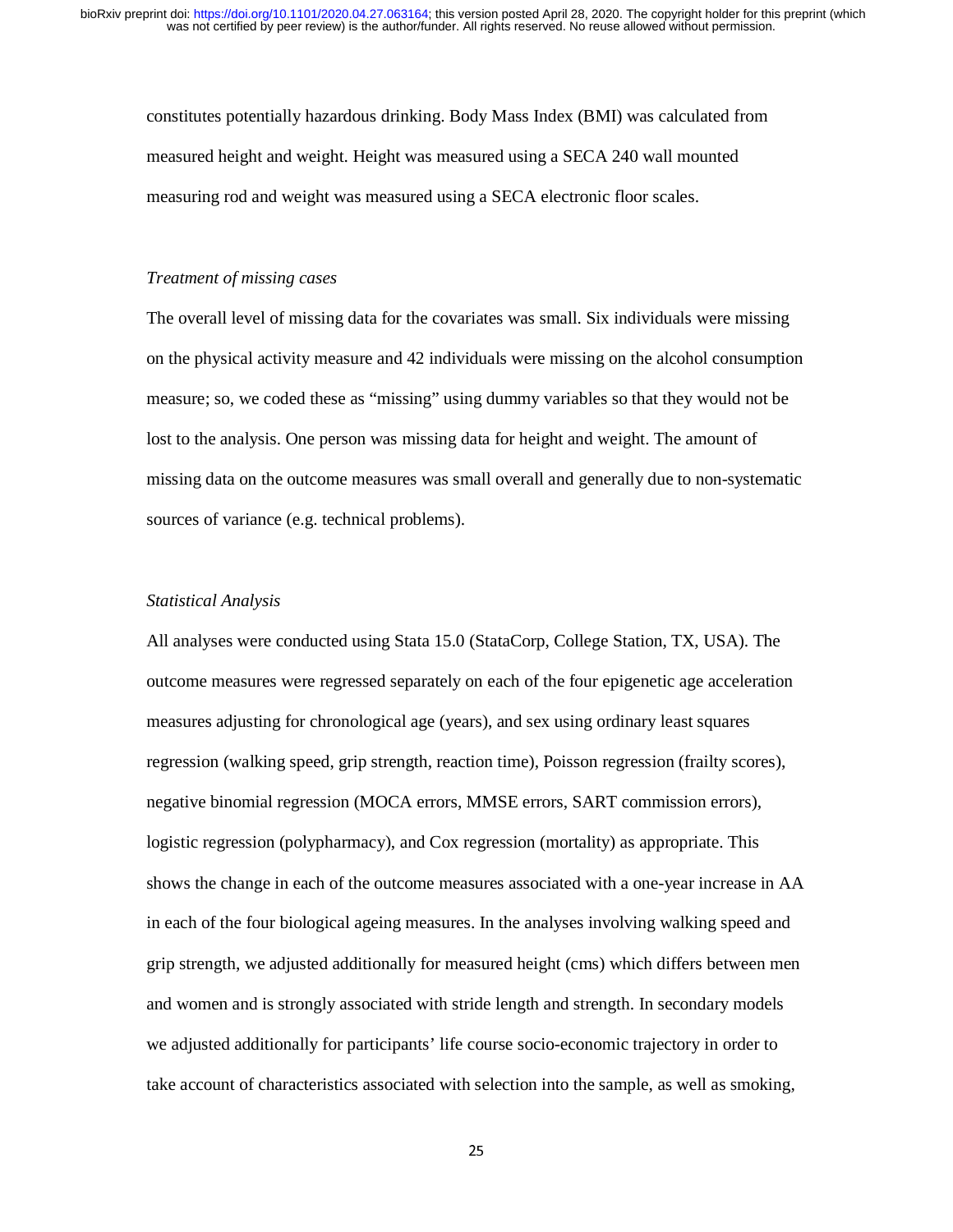constitutes potentially hazardous drinking. Body Mass Index (BMI) was calculated from measured height and weight. Height was measured using a SECA 240 wall mounted measuring rod and weight was measured using a SECA electronic floor scales.

*Treatment of missing cases*

The overall level of missing data for the covariates was small. Six individuals were missing on the physical activity measure and 42 individuals were missing on the alcohol consumption measure; so, we coded these as "missing" using dummy variables so that they would not be lost to the analysis. One person was missing data for height and weight. The amount of missing data on the outcome measures was small overall and generally due to non-systematic sources of variance (e.g. technical problems).

*Statistical Analysis*

All analyses were conducted using Stata 15.0 (StataCorp, College Station, TX, USA). The outcome measures were regressed separately on each of the four epigenetic age acceleration measures adjusting for chronological age (years), and sex using ordinary least squares regression (walking speed, grip strength, reaction time), Poisson regression (frailty scores), negative binomial regression (MOCA errors, MMSE errors, SART commission errors), logistic regression (polypharmacy), and Cox regression (mortality) as appropriate. This shows the change in each of the outcome measures associated with a one-year increase in AA in each of the four biological ageing measures. In the analyses involving walking speed and grip strength, we adjusted additionally for measured height (cms) which differs between men and women and is strongly associated with stride length and strength. In secondary models we adjusted additionally for participants' life course socio-economic trajectory in order to take account of characteristics associated with selection into the sample, as well as smoking,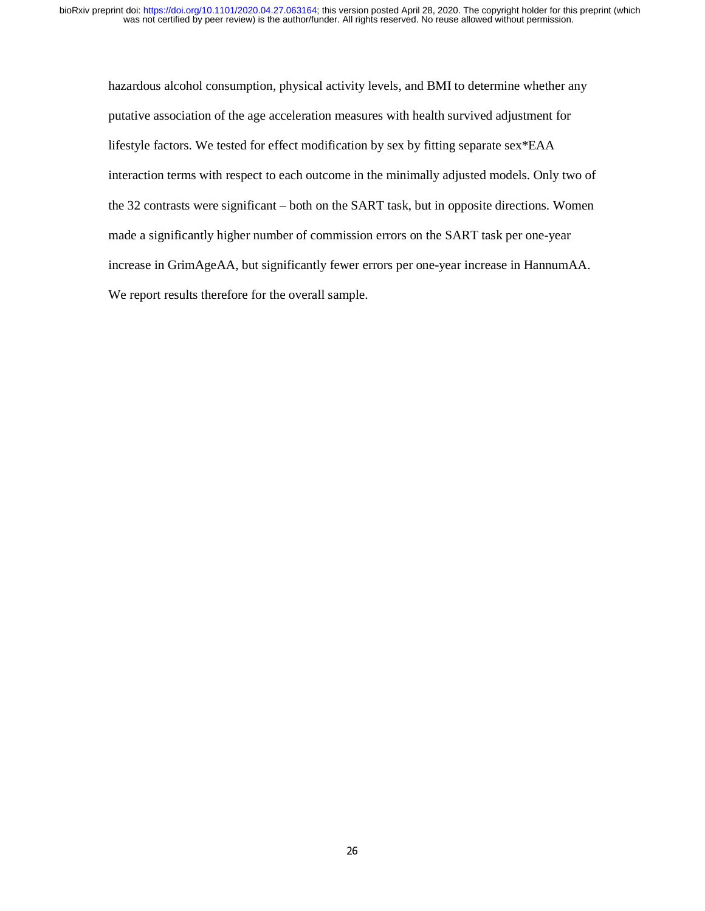hazardous alcohol consumption, physical activity levels, and BMI to determine whether any putative association of the age acceleration measures with health survived adjustment for lifestyle factors. We tested for effect modification by sex by fitting separate sex*EAA interaction terms with respect to each outcome in the minimally adjusted models. Only two of the 32 contrasts were significant – both on the SART task, but in opposite directions. Women made a significantly higher number of commission errors on the SART task per one-year increase in GrimAgeAA, but significantly fewer errors per one-year increase in HannumAA. We report results therefore for the overall sample.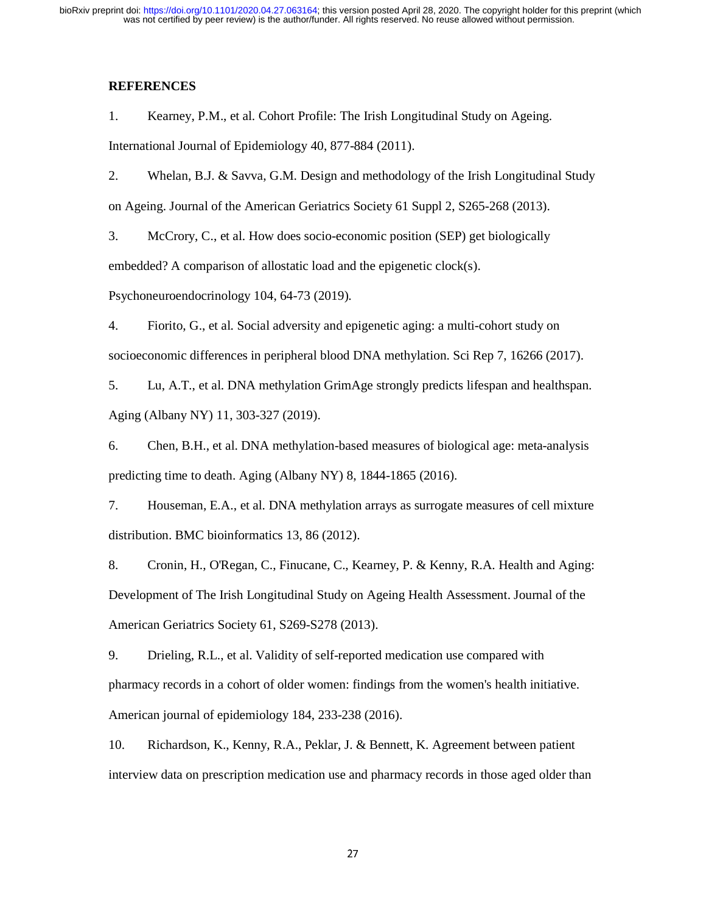## REFERENCES

1. Kearney, P.M., et al. Cohort Profile: The Irish Longitudinal Study on Ageing. International Journal of Epidemiology 40, 877-884 (2011).
2. Whelan, B.J. & Savva, G.M. Design and methodology of the Irish Longitudinal Study on Ageing. Journal of the American Geriatrics Society 61 Suppl 2, S265-268 (2013).
3. McCrory, C., et al. How does socio-economic position (SEP) get biologically embedded? A comparison of allostatic load and the epigenetic clock(s). Psychoneuroendocrinology 104, 64-73 (2019).
4. Fiorito, G., et al. Social adversity and epigenetic aging: a multi-cohort study on socioeconomic differences in peripheral blood DNA methylation. Sci Rep 7, 16266 (2017).
5. Lu, A.T., et al. DNA methylation GrimAge strongly predicts lifespan and healthspan. Aging (Albany NY) 11, 303-327 (2019).
6. Chen, B.H., et al. DNA methylation-based measures of biological age: meta-analysis predicting time to death. Aging (Albany NY) 8, 1844-1865 (2016).
7. Houseman, E.A., et al. DNA methylation arrays as surrogate measures of cell mixture distribution. BMC bioinformatics 13, 86 (2012).
8. Cronin, H., O'Regan, C., Finucane, C., Kearney, P. & Kenny, R.A. Health and Aging: Development of The Irish Longitudinal Study on Ageing Health Assessment. Journal of the American Geriatrics Society 61, S269-S278 (2013).
9. Drieling, R.L., et al. Validity of self-reported medication use compared with pharmacy records in a cohort of older women: findings from the women's health initiative. American journal of epidemiology 184, 233-238 (2016).
10. Richardson, K., Kenny, R.A., Peklar, J. & Bennett, K. Agreement between patient interview data on prescription medication use and pharmacy records in those aged older than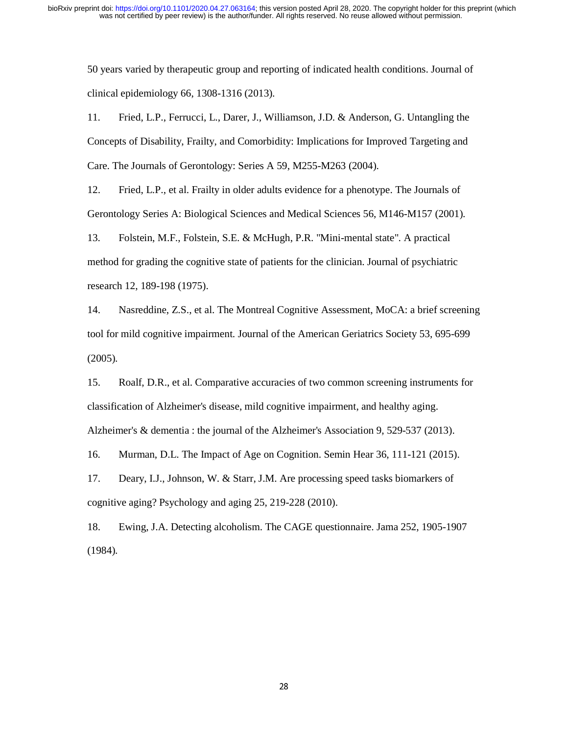50 years varied by therapeutic group and reporting of indicated health conditions. Journal of clinical epidemiology 66, 1308-1316 (2013).

11. Fried, L.P., Ferrucci, L., Darer, J., Williamson, J.D. & Anderson, G. Untangling the Concepts of Disability, Frailty, and Comorbidity: Implications for Improved Targeting and Care. The Journals of Gerontology: Series A 59, M255-M263 (2004).

12. Fried, L.P., et al. Frailty in older adults evidence for a phenotype. The Journals of Gerontology Series A: Biological Sciences and Medical Sciences 56, M146-M157 (2001).

13. Folstein, M.F., Folstein, S.E. & McHugh, P.R. "Mini-mental state". A practical method for grading the cognitive state of patients for the clinician. Journal of psychiatric research 12, 189-198 (1975).

14. Nasreddine, Z.S., et al. The Montreal Cognitive Assessment, MoCA: a brief screening tool for mild cognitive impairment. Journal of the American Geriatrics Society 53, 695-699 (2005).

15. Roalf, D.R., et al. Comparative accuracies of two common screening instruments for classification of Alzheimer's disease, mild cognitive impairment, and healthy aging. Alzheimer's & dementia : the journal of the Alzheimer's Association 9, 529-537 (2013).

16. Murman, D.L. The Impact of Age on Cognition. Semin Hear 36, 111-121 (2015).

17. Deary, I.J., Johnson, W. & Starr, J.M. Are processing speed tasks biomarkers of cognitive aging? Psychology and aging 25, 219-228 (2010).

18. Ewing, J.A. Detecting alcoholism. The CAGE questionnaire. Jama 252, 1905-1907 (1984).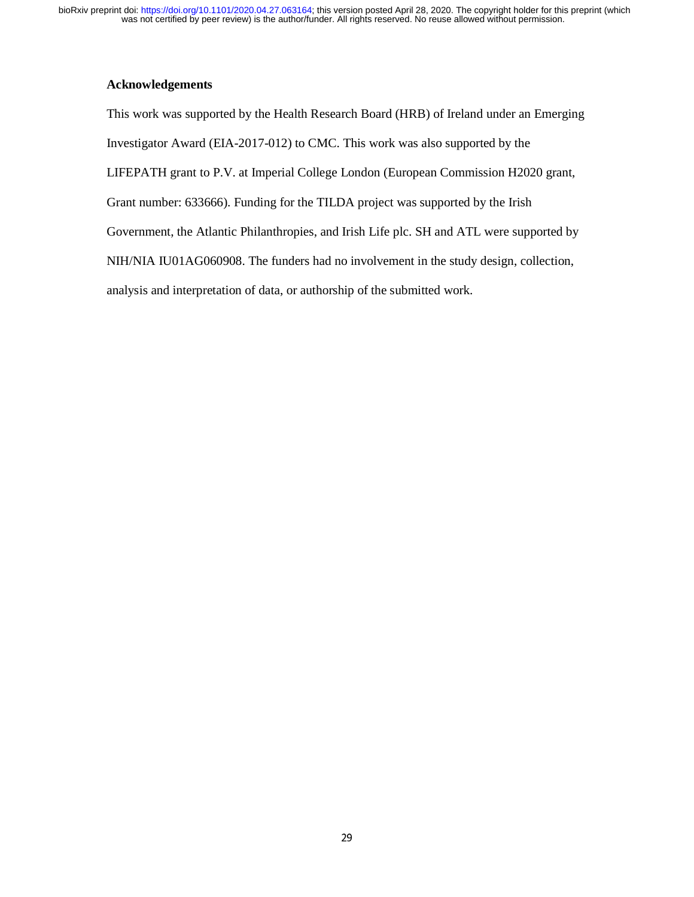**Acknowledgements**

This work was supported by the Health Research Board (HRB) of Ireland under an Emerging Investigator Award (EIA-2017-012) to CMC. This work was also supported by the LIFEPATH grant to P.V. at Imperial College London (European Commission H2020 grant, Grant number: 633666). Funding for the TILDA project was supported by the Irish Government, the Atlantic Philanthropies, and Irish Life plc. SH and ATL were supported by NIH/NIA IU01AG060908. The funders had no involvement in the study design, collection, analysis and interpretation of data, or authorship of the submitted work.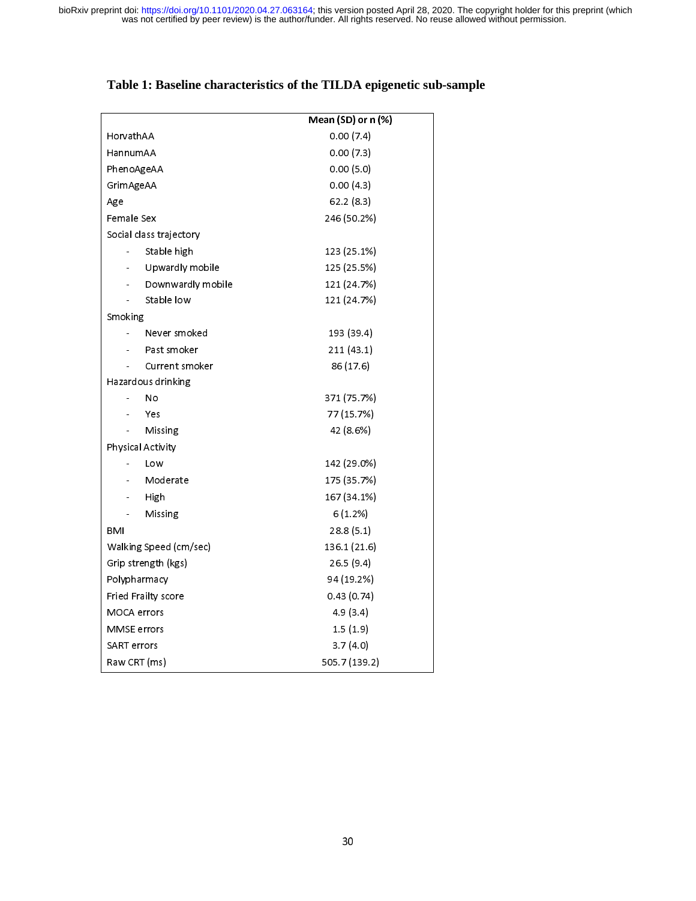## Table 1: Baseline characteristics of the TILDA epigenetic sub-sample

| | Mean (SD) or n (%) |
|---|---|
| HorvathAA | 0.00 (7.4) |
| HannumAA | 0.00 (7.3) |
| PhenoAgeAA | 0.00 (5.0) |
| GrimAgeAA | 0.00 (4.3) |
| Age | 62.2 (8.3) |
| Female Sex | 246 (50.2%) |
| Social class trajectory | |
| - Stable high | 123 (25.1%) |
| - Upwardly mobile | 125 (25.5%) |
| - Downwardly mobile | 121 (24.7%) |
| - Stable low | 121 (24.7%) |
| Smoking | |
| - Never smoked | 193 (39.4) |
| - Past smoker | 211 (43.1) |
| - Current smoker | 86 (17.6) |
| Hazardous drinking | |
| - No | 371 (75.7%) |
| - Yes | 77 (15.7%) |
| - Missing | 42 (8.6%) |
| Physical Activity | |
| - Low | 142 (29.0%) |
| - Moderate | 175 (35.7%) |
| - High | 167 (34.1%) |
| - Missing | 6 (1.2%) |
| BMI | 28.8 (5.1) |
| Walking Speed (cm/sec) | 136.1 (21.6) |
| Grip strength (kgs) | 26.5 (9.4) |
| Polypharmacy | 94 (19.2%) |
| Fried Frailty score | 0.43 (0.74) |
| MOCA errors | 4.9 (3.4) |
| MMSE errors | 1.5 (1.9) |
| SART errors | 3.7 (4.0) |
| Raw CRT (ms) | 505.7 (139.2) |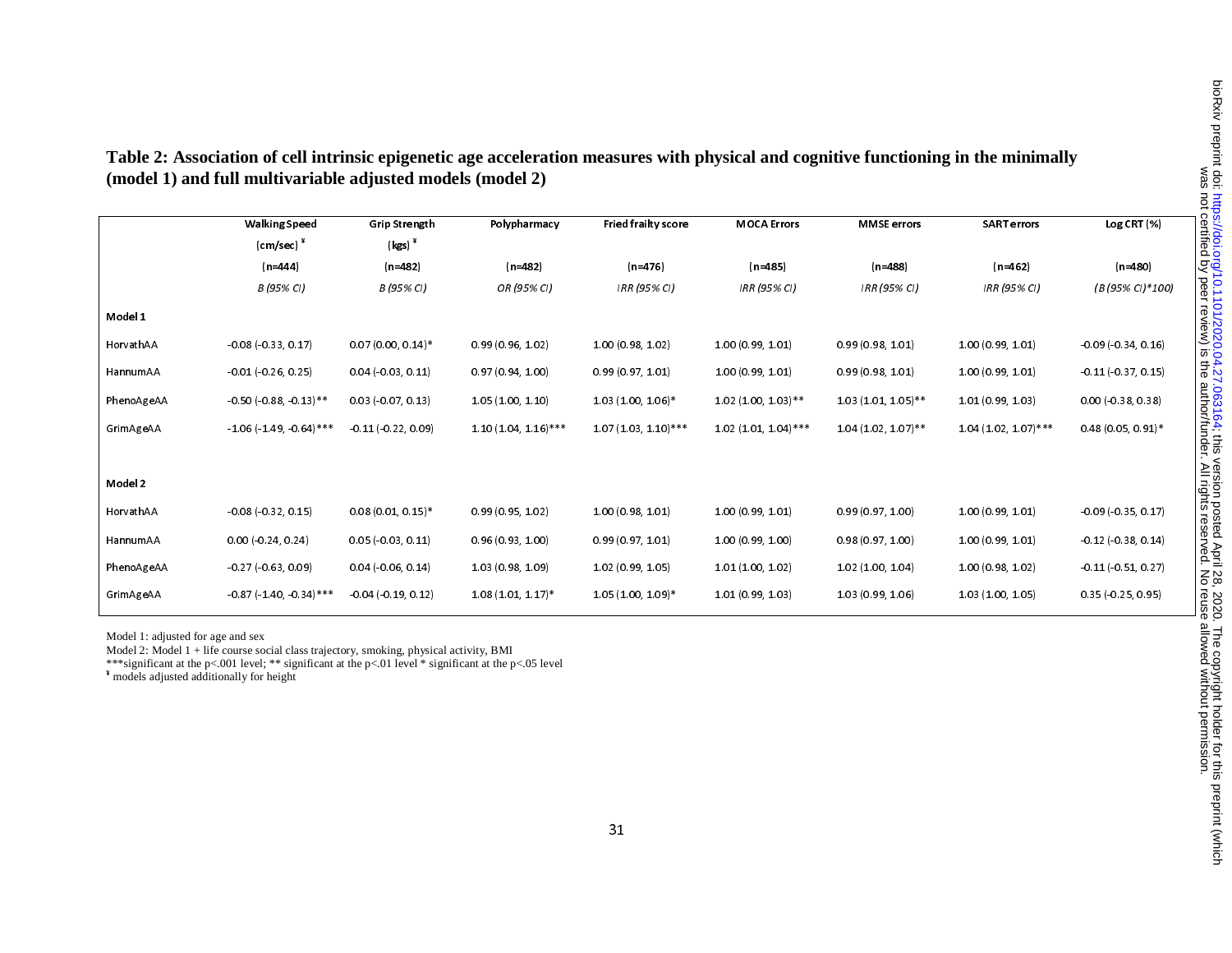**Table 2: Association of cell intrinsic epigenetic age acceleration measures with physical and cognitive functioning in the minimally (model 1) and full multivariable adjusted models (model 2)**

| | Walking Speed (cm/sec) [¥] | Grip Strength (kgs) [¥] | Polypharmacy | Fried frailty score | MOCA Errors | MMSE errors | SART errors | Log CRT (%) |
|---|---|---|---|---|---|---|---|---|
| | (n=444) | (n=482) | (n=482) | (n=476) | (n=485) | (n=488) | (n=462) | (n=480) |
| | *B (95% CI)* | *B (95% CI)* | *OR (95% CI)* | *IRR (95% CI)* | *IRR (95% CI)* | *IRR (95% CI)* | *IRR (95% CI)* | *(B (95% CI)*100)* |
| **Model 1** | | | | | | | | |
| HorvathAA | -0.08 (-0.33, 0.17) | 0.07 (0.00, 0.14)* | 0.99 (0.96, 1.02) | 1.00 (0.98, 1.02) | 1.00 (0.99, 1.01) | 0.99 (0.98, 1.01) | 1.00 (0.99, 1.01) | -0.09 (-0.34, 0.16) |
| HannumAA | -0.01 (-0.26, 0.25) | 0.04 (-0.03, 0.11) | 0.97 (0.94, 1.00) | 0.99 (0.97, 1.01) | 1.00 (0.99, 1.01) | 0.99 (0.98, 1.01) | 1.00 (0.99, 1.01) | -0.11 (-0.37, 0.15) |
| PhenoAgeAA | -0.50 (-0.88, -0.13)** | 0.03 (-0.07, 0.13) | 1.05 (1.00, 1.10) | 1.03 (1.00, 1.06)* | 1.02 (1.00, 1.03)** | 1.03 (1.01, 1.05)** | 1.01 (0.99, 1.03) | 0.00 (-0.38, 0.38) |
| GrimAgeAA | -1.06 (-1.49, -0.64)*** | -0.11 (-0.22, 0.09) | 1.10 (1.04, 1.16)*** | 1.07 (1.03, 1.10)*** | 1.02 (1.01, 1.04)*** | 1.04 (1.02, 1.07)** | 1.04 (1.02, 1.07)*** | 0.48 (0.05, 0.91)* |
| **Model 2** | | | | | | | | |
| HorvathAA | -0.08 (-0.32, 0.15) | 0.08 (0.01, 0.15)* | 0.99 (0.95, 1.02) | 1.00 (0.98, 1.01) | 1.00 (0.99, 1.01) | 0.99 (0.97, 1.00) | 1.00 (0.99, 1.01) | -0.09 (-0.35, 0.17) |
| HannumAA | 0.00 (-0.24, 0.24) | 0.05 (-0.03, 0.11) | 0.96 (0.93, 1.00) | 0.99 (0.97, 1.01) | 1.00 (0.99, 1.00) | 0.98 (0.97, 1.00) | 1.00 (0.99, 1.01) | -0.12 (-0.38, 0.14) |
| PhenoAgeAA | -0.27 (-0.63, 0.09) | 0.04 (-0.06, 0.14) | 1.03 (0.98, 1.09) | 1.02 (0.99, 1.05) | 1.01 (1.00, 1.02) | 1.02 (1.00, 1.04) | 1.00 (0.98, 1.02) | -0.11 (-0.51, 0.27) |
| GrimAgeAA | -0.87 (-1.40, -0.34)*** | -0.04 (-0.19, 0.12) | 1.08 (1.01, 1.17)* | 1.05 (1.00, 1.09)* | 1.01 (0.99, 1.03) | 1.03 (0.99, 1.06) | 1.03 (1.00, 1.05) | 0.35 (-0.25, 0.95) |

Model 1: adjusted for age and sex

Model 2: Model 1 + life course social class trajectory, smoking, physical activity, BMI

***significant at the p<.001 level; ** significant at the p<.01 level * significant at the p<.05 level

[¥] models adjusted additionally for height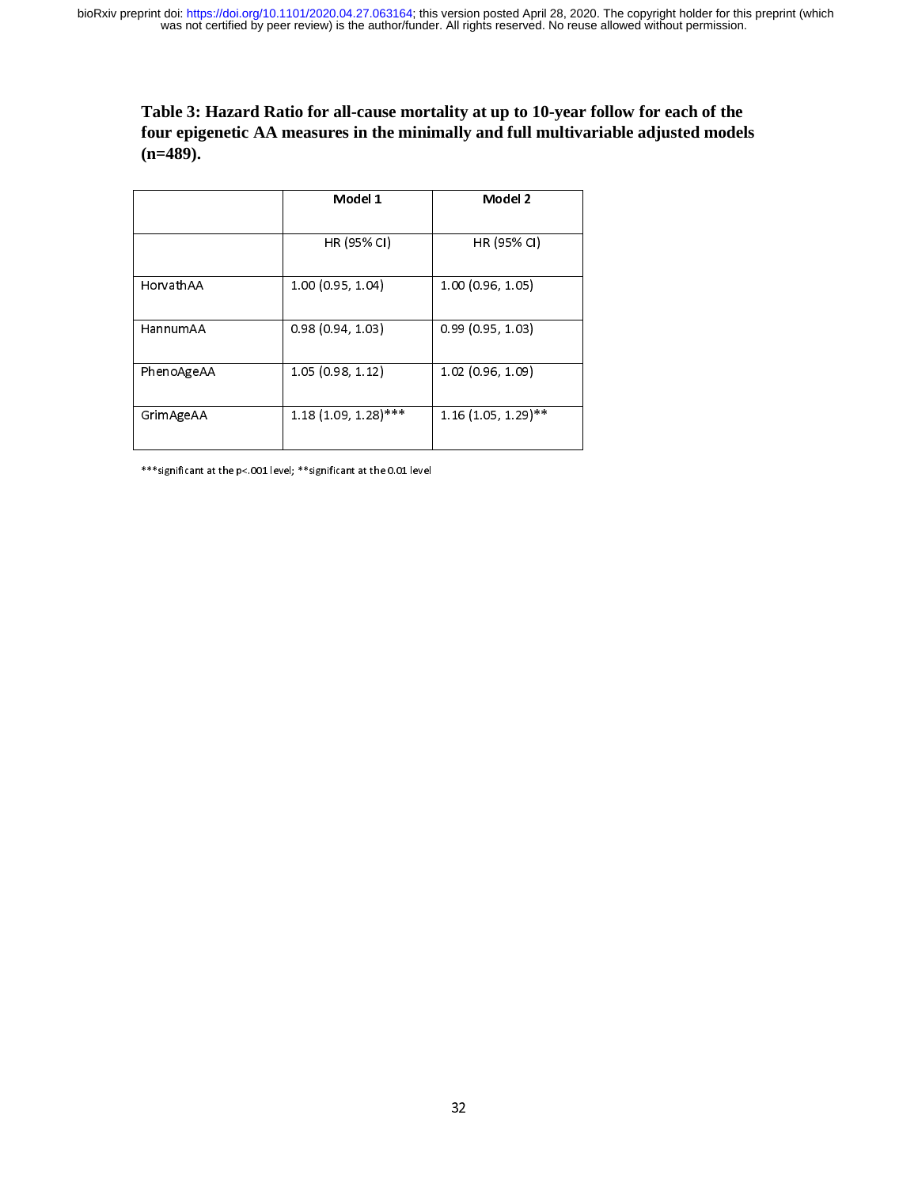**Table 3: Hazard Ratio for all-cause mortality at up to 10-year follow for each of the four epigenetic AA measures in the minimally and full multivariable adjusted models (n=489).**

| | Model 1 | Model 2 |
|---|---|---|
| | HR (95% CI) | HR (95% CI) |
| HorvathAA | 1.00 (0.95, 1.04) | 1.00 (0.96, 1.05) |
| HannumAA | 0.98 (0.94, 1.03) | 0.99 (0.95, 1.03) |
| PhenoAgeAA | 1.05 (0.98, 1.12) | 1.02 (0.96, 1.09) |
| GrimAgeAA | 1.18 (1.09, 1.28)*** | 1.16 (1.05, 1.29)** |

***significant at the p<.001 level; **significant at the 0.01 level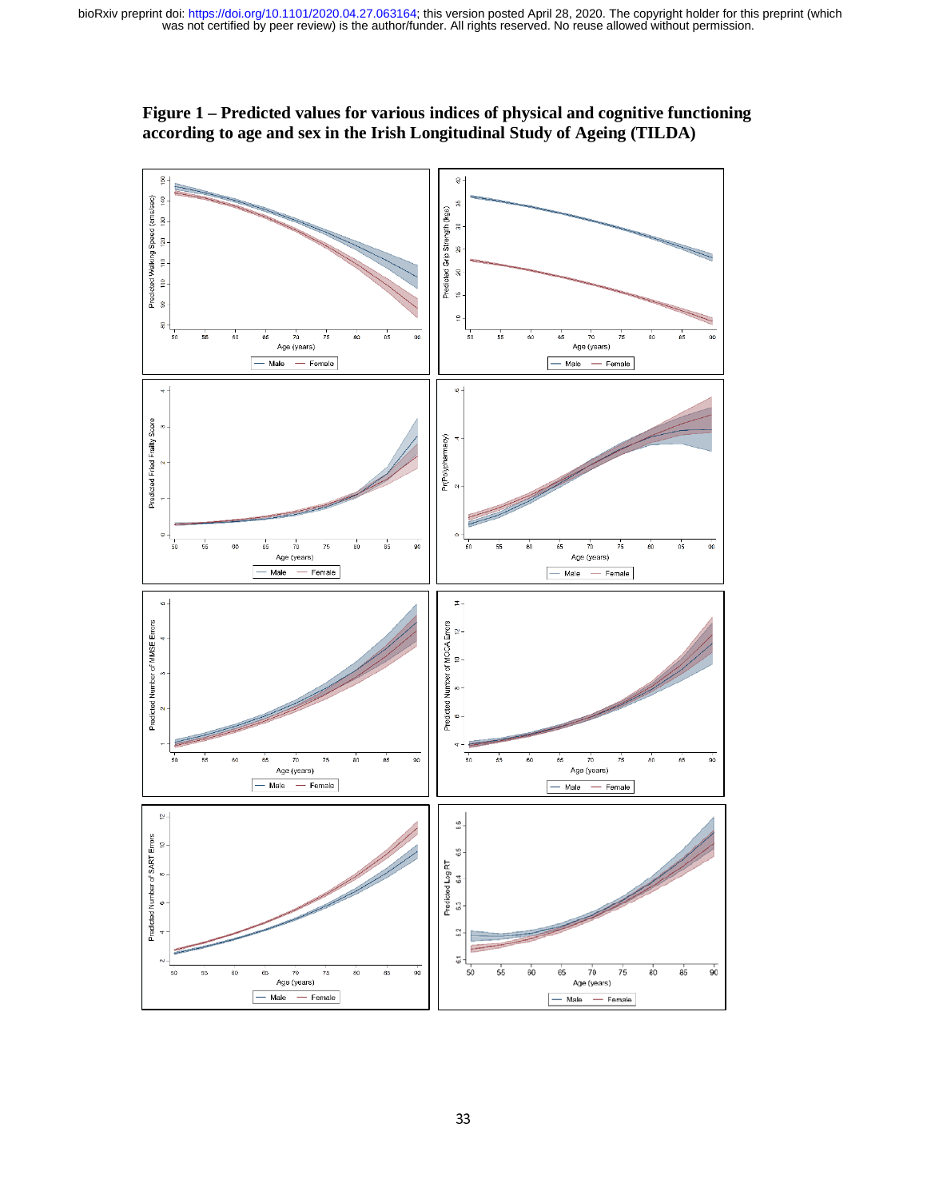**Figure 1 – Predicted values for various indices of physical and cognitive functioning according to age and sex in the Irish Longitudinal Study of Ageing (TILDA)**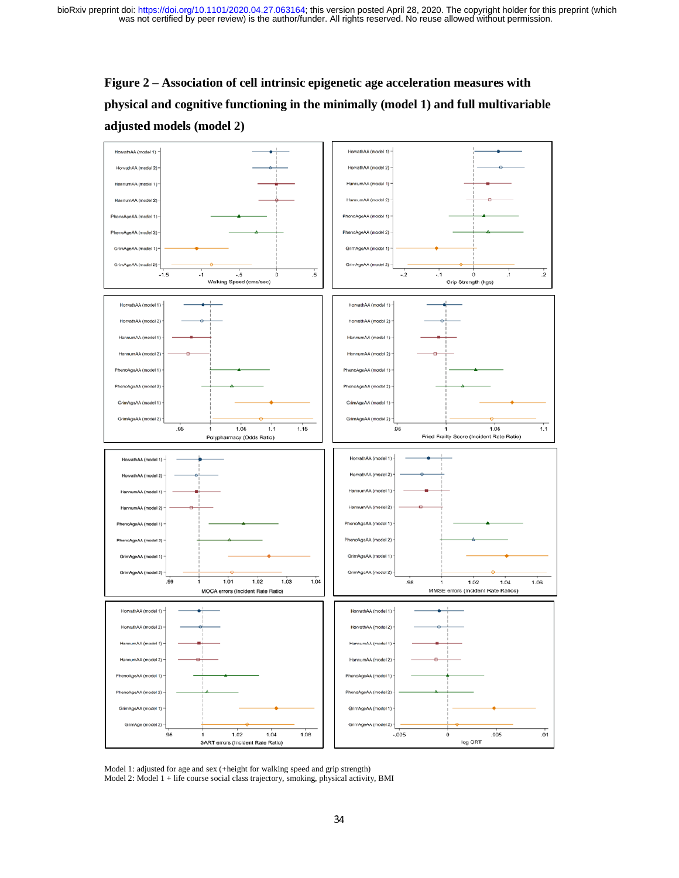**Figure 2 – Association of cell intrinsic epigenetic age acceleration measures with physical and cognitive functioning in the minimally (model 1) and full multivariable adjusted models (model 2)**

Model 1: adjusted for age and sex (+height for walking speed and grip strength)
Model 2: Model 1 + life course social class trajectory, smoking, physical activity, BMI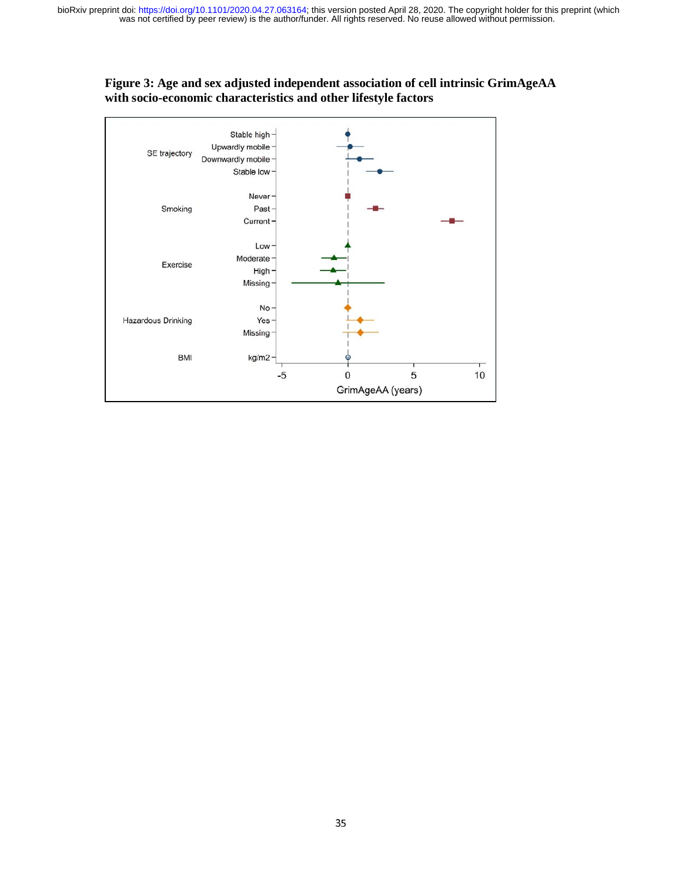**Figure 3: Age and sex adjusted independent association of cell intrinsic GrimAgeAA with socio-economic characteristics and other lifestyle factors**

SE trajectory
Stable high
Upwardly mobile
Downwardly mobile
Stable low

Smoking
Never
Past
Current

Exercise
Low
Moderate
High
Missing

Hazardous Drinking
No
Yes
Missing

BMI
kg/m2

-5
0
5
10

GrimAgeAA (years)